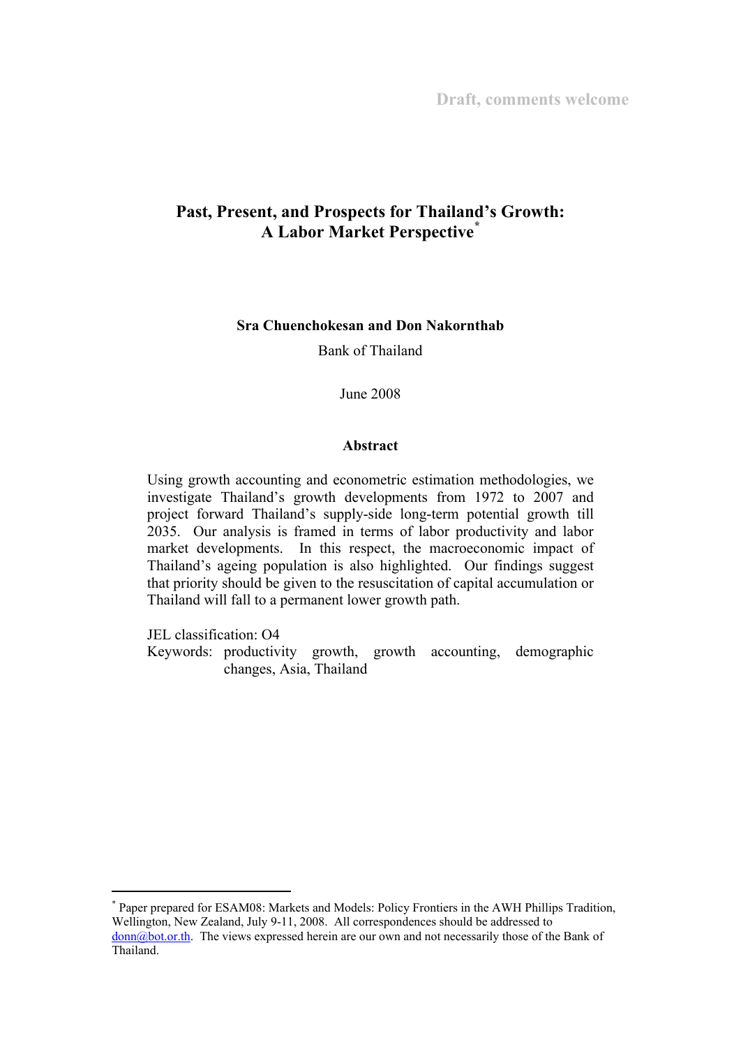Draft, comments welcome

# Past, Present, and Prospects for Thailand's Growth: A Labor Market Perspective[*]

**Sra Chuenchokesan and Don Nakornthab**

Bank of Thailand

June 2008

## Abstract

Using growth accounting and econometric estimation methodologies, we investigate Thailand's growth developments from 1972 to 2007 and project forward Thailand's supply-side long-term potential growth till 2035. Our analysis is framed in terms of labor productivity and labor market developments. In this respect, the macroeconomic impact of Thailand's ageing population is also highlighted. Our findings suggest that priority should be given to the resuscitation of capital accumulation or Thailand will fall to a permanent lower growth path.

JEL classification: O4

Keywords: productivity growth, growth accounting, demographic changes, Asia, Thailand

---

[*] Paper prepared for ESAM08: Markets and Models: Policy Frontiers in the AWH Phillips Tradition, Wellington, New Zealand, July 9-11, 2008. All correspondences should be addressed to donn@bot.or.th. The views expressed herein are our own and not necessarily those of the Bank of Thailand.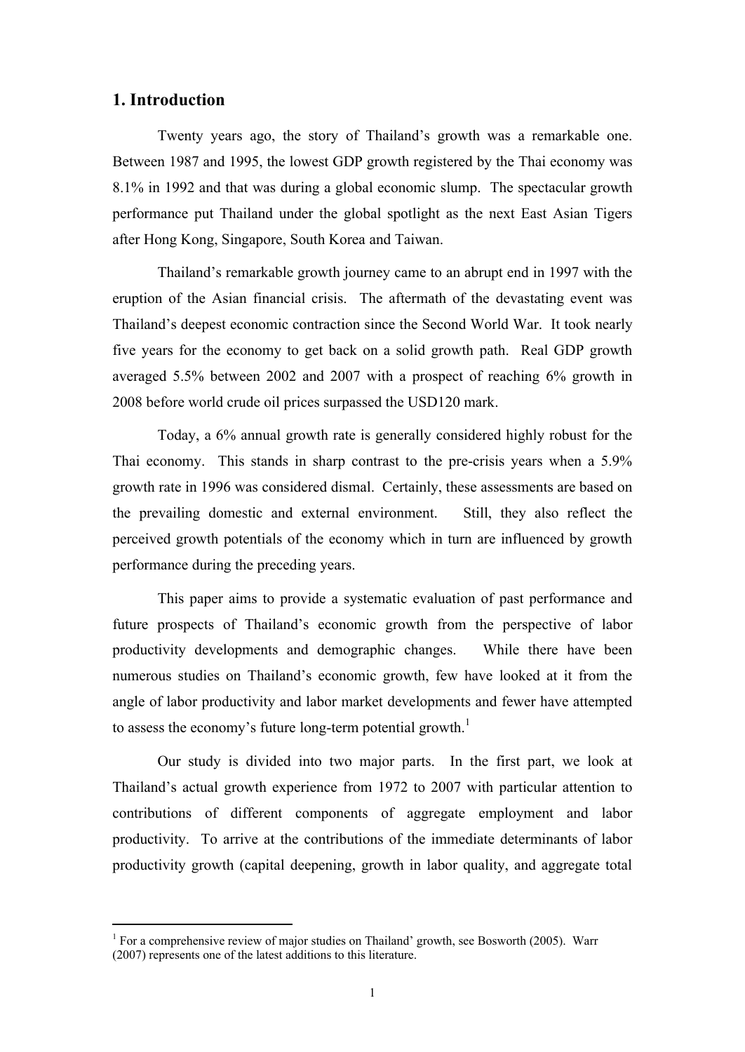## 1. Introduction

Twenty years ago, the story of Thailand's growth was a remarkable one. Between 1987 and 1995, the lowest GDP growth registered by the Thai economy was 8.1% in 1992 and that was during a global economic slump. The spectacular growth performance put Thailand under the global spotlight as the next East Asian Tigers after Hong Kong, Singapore, South Korea and Taiwan.

Thailand's remarkable growth journey came to an abrupt end in 1997 with the eruption of the Asian financial crisis. The aftermath of the devastating event was Thailand's deepest economic contraction since the Second World War. It took nearly five years for the economy to get back on a solid growth path. Real GDP growth averaged 5.5% between 2002 and 2007 with a prospect of reaching 6% growth in 2008 before world crude oil prices surpassed the USD120 mark.

Today, a 6% annual growth rate is generally considered highly robust for the Thai economy. This stands in sharp contrast to the pre-crisis years when a 5.9% growth rate in 1996 was considered dismal. Certainly, these assessments are based on the prevailing domestic and external environment. Still, they also reflect the perceived growth potentials of the economy which in turn are influenced by growth performance during the preceding years.

This paper aims to provide a systematic evaluation of past performance and future prospects of Thailand's economic growth from the perspective of labor productivity developments and demographic changes. While there have been numerous studies on Thailand's economic growth, few have looked at it from the angle of labor productivity and labor market developments and fewer have attempted to assess the economy's future long-term potential growth.[1]

Our study is divided into two major parts. In the first part, we look at Thailand's actual growth experience from 1972 to 2007 with particular attention to contributions of different components of aggregate employment and labor productivity. To arrive at the contributions of the immediate determinants of labor productivity growth (capital deepening, growth in labor quality, and aggregate total

[1] For a comprehensive review of major studies on Thailand' growth, see Bosworth (2005). Warr (2007) represents one of the latest additions to this literature.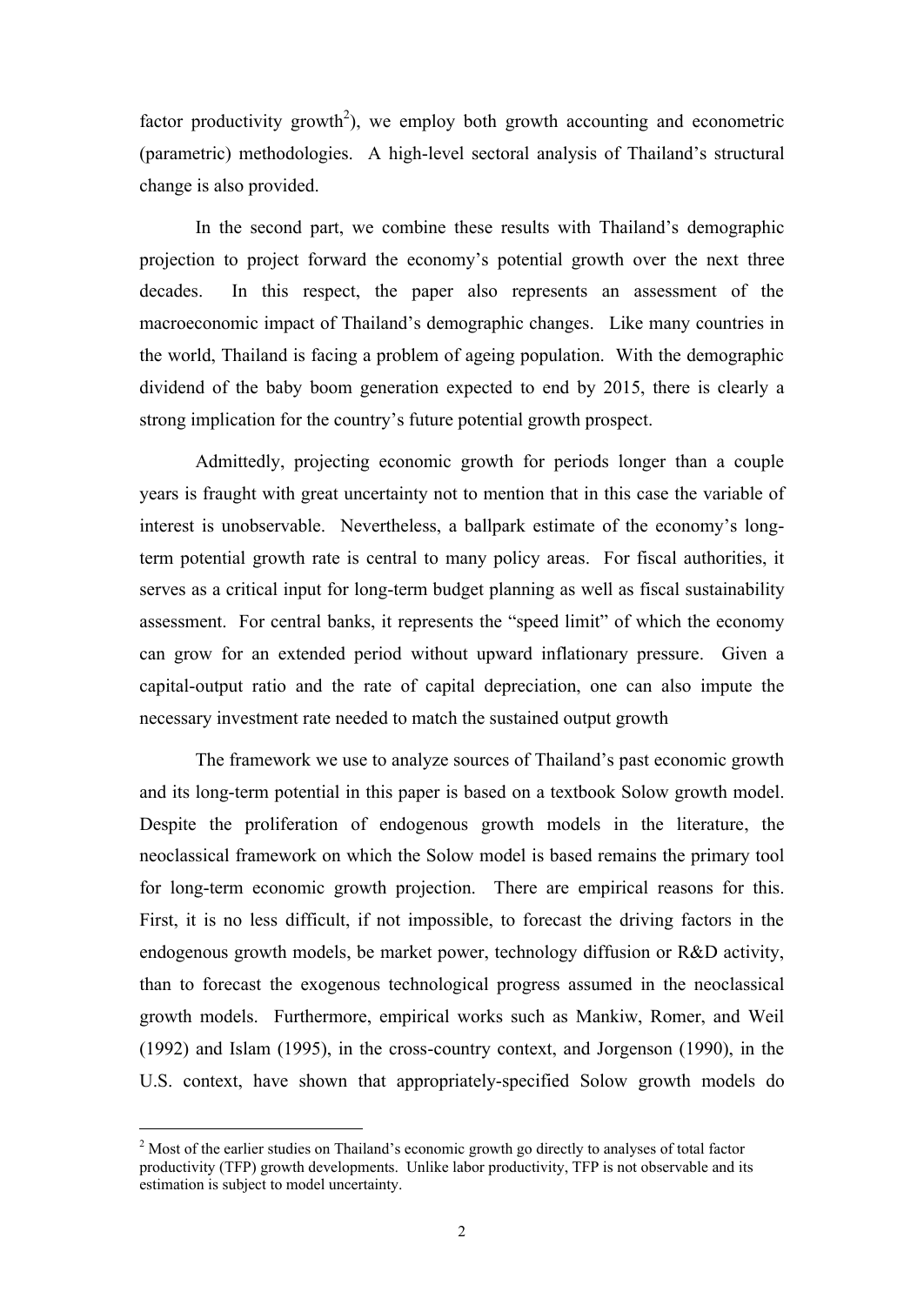factor productivity growth[2]), we employ both growth accounting and econometric (parametric) methodologies. A high-level sectoral analysis of Thailand's structural change is also provided.

In the second part, we combine these results with Thailand's demographic projection to project forward the economy's potential growth over the next three decades. In this respect, the paper also represents an assessment of the macroeconomic impact of Thailand's demographic changes. Like many countries in the world, Thailand is facing a problem of ageing population. With the demographic dividend of the baby boom generation expected to end by 2015, there is clearly a strong implication for the country's future potential growth prospect.

Admittedly, projecting economic growth for periods longer than a couple years is fraught with great uncertainty not to mention that in this case the variable of interest is unobservable. Nevertheless, a ballpark estimate of the economy's long-term potential growth rate is central to many policy areas. For fiscal authorities, it serves as a critical input for long-term budget planning as well as fiscal sustainability assessment. For central banks, it represents the "speed limit" of which the economy can grow for an extended period without upward inflationary pressure. Given a capital-output ratio and the rate of capital depreciation, one can also impute the necessary investment rate needed to match the sustained output growth

The framework we use to analyze sources of Thailand's past economic growth and its long-term potential in this paper is based on a textbook Solow growth model. Despite the proliferation of endogenous growth models in the literature, the neoclassical framework on which the Solow model is based remains the primary tool for long-term economic growth projection. There are empirical reasons for this. First, it is no less difficult, if not impossible, to forecast the driving factors in the endogenous growth models, be market power, technology diffusion or R&D activity, than to forecast the exogenous technological progress assumed in the neoclassical growth models. Furthermore, empirical works such as Mankiw, Romer, and Weil (1992) and Islam (1995), in the cross-country context, and Jorgenson (1990), in the U.S. context, have shown that appropriately-specified Solow growth models do

[2] Most of the earlier studies on Thailand's economic growth go directly to analyses of total factor productivity (TFP) growth developments. Unlike labor productivity, TFP is not observable and its estimation is subject to model uncertainty.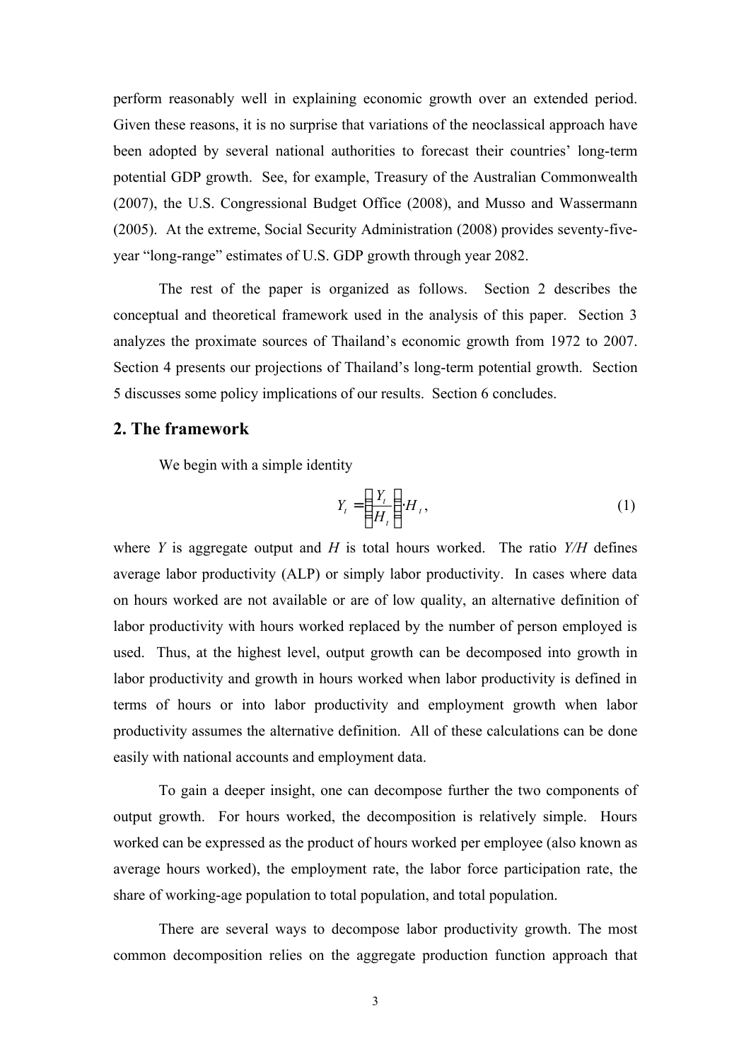perform reasonably well in explaining economic growth over an extended period. Given these reasons, it is no surprise that variations of the neoclassical approach have been adopted by several national authorities to forecast their countries' long-term potential GDP growth. See, for example, Treasury of the Australian Commonwealth (2007), the U.S. Congressional Budget Office (2008), and Musso and Wassermann (2005). At the extreme, Social Security Administration (2008) provides seventy-five-year "long-range" estimates of U.S. GDP growth through year 2082.

The rest of the paper is organized as follows. Section 2 describes the conceptual and theoretical framework used in the analysis of this paper. Section 3 analyzes the proximate sources of Thailand's economic growth from 1972 to 2007. Section 4 presents our projections of Thailand's long-term potential growth. Section 5 discusses some policy implications of our results. Section 6 concludes.

## 2. The framework

We begin with a simple identity

$$Y_t = \left(\frac{Y_t}{H_t}\right) \cdot H_t, \tag{1}$$

where $Y$ is aggregate output and $H$ is total hours worked. The ratio $Y/H$ defines average labor productivity (ALP) or simply labor productivity. In cases where data on hours worked are not available or are of low quality, an alternative definition of labor productivity with hours worked replaced by the number of person employed is used. Thus, at the highest level, output growth can be decomposed into growth in labor productivity and growth in hours worked when labor productivity is defined in terms of hours or into labor productivity and employment growth when labor productivity assumes the alternative definition. All of these calculations can be done easily with national accounts and employment data.

To gain a deeper insight, one can decompose further the two components of output growth. For hours worked, the decomposition is relatively simple. Hours worked can be expressed as the product of hours worked per employee (also known as average hours worked), the employment rate, the labor force participation rate, the share of working-age population to total population, and total population.

There are several ways to decompose labor productivity growth. The most common decomposition relies on the aggregate production function approach that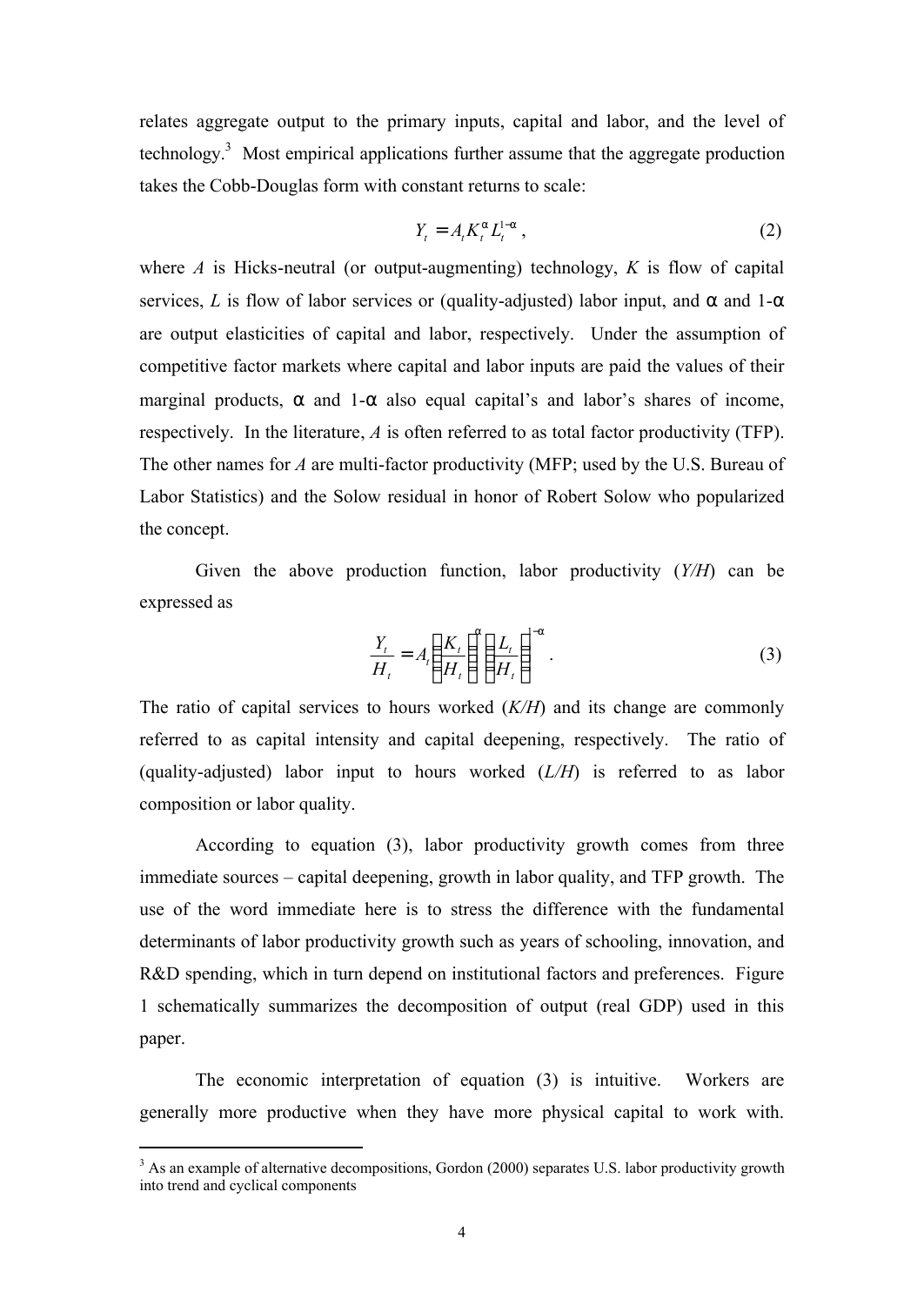relates aggregate output to the primary inputs, capital and labor, and the level of technology.[3] Most empirical applications further assume that the aggregate production takes the Cobb-Douglas form with constant returns to scale:

$$Y_t = A_t K_t^{\alpha} L_t^{1-\alpha}, \tag{2}$$

where *A* is Hicks-neutral (or output-augmenting) technology, *K* is flow of capital services, *L* is flow of labor services or (quality-adjusted) labor input, and $\alpha$ and $1-\alpha$ are output elasticities of capital and labor, respectively. Under the assumption of competitive factor markets where capital and labor inputs are paid the values of their marginal products, $\alpha$ and $1-\alpha$ also equal capital's and labor's shares of income, respectively. In the literature, *A* is often referred to as total factor productivity (TFP). The other names for *A* are multi-factor productivity (MFP; used by the U.S. Bureau of Labor Statistics) and the Solow residual in honor of Robert Solow who popularized the concept.

Given the above production function, labor productivity (*Y/H*) can be expressed as

$$\frac{Y_t}{H_t} = A_t \left(\frac{K_t}{H_t}\right)^{\alpha} \left(\frac{L_t}{H_t}\right)^{1-\alpha}. \tag{3}$$

The ratio of capital services to hours worked (*K/H*) and its change are commonly referred to as capital intensity and capital deepening, respectively. The ratio of (quality-adjusted) labor input to hours worked (*L/H*) is referred to as labor composition or labor quality.

According to equation (3), labor productivity growth comes from three immediate sources – capital deepening, growth in labor quality, and TFP growth. The use of the word immediate here is to stress the difference with the fundamental determinants of labor productivity growth such as years of schooling, innovation, and R&D spending, which in turn depend on institutional factors and preferences. Figure 1 schematically summarizes the decomposition of output (real GDP) used in this paper.

The economic interpretation of equation (3) is intuitive. Workers are generally more productive when they have more physical capital to work with.

---

[3] As an example of alternative decompositions, Gordon (2000) separates U.S. labor productivity growth into trend and cyclical components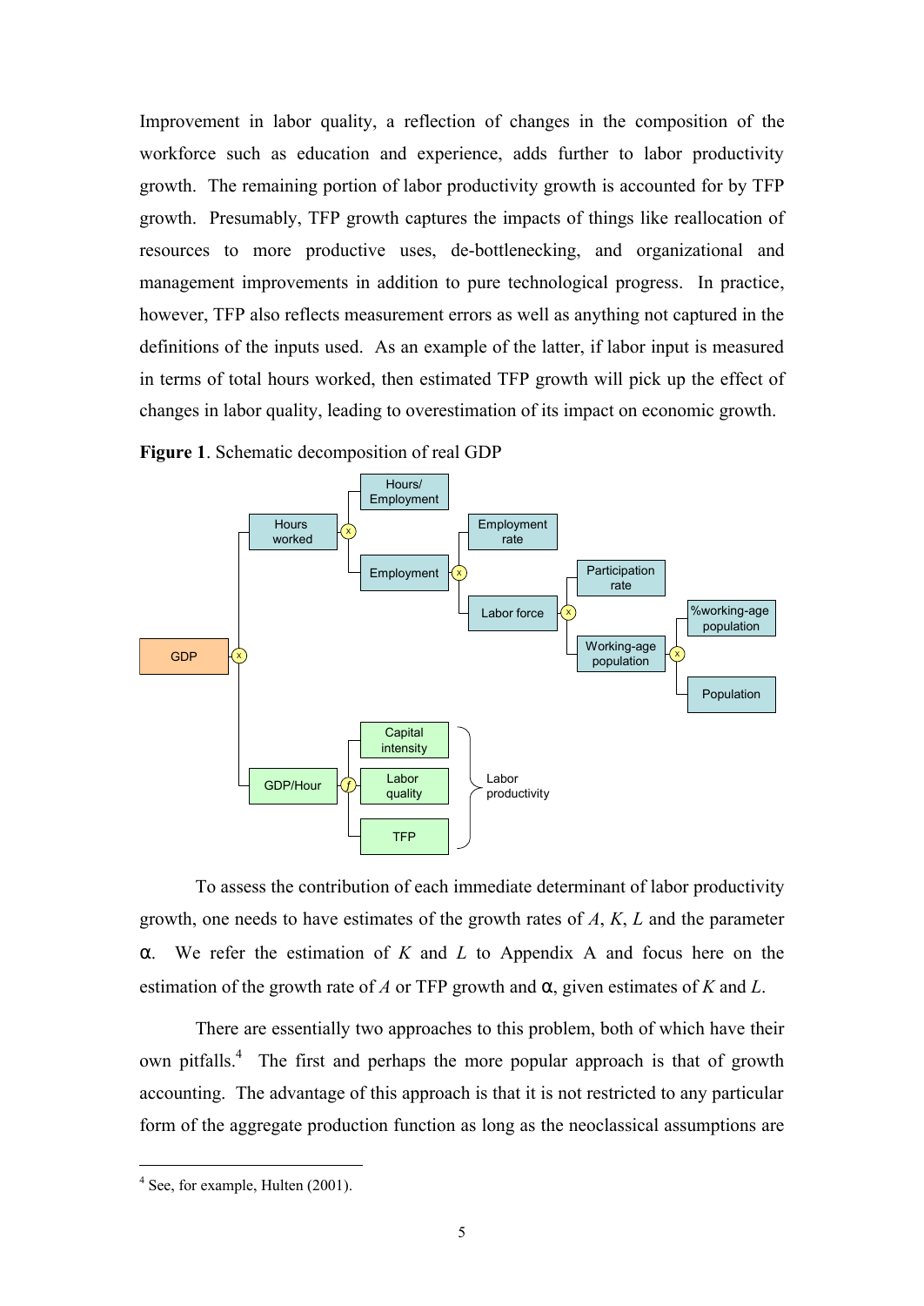Improvement in labor quality, a reflection of changes in the composition of the workforce such as education and experience, adds further to labor productivity growth. The remaining portion of labor productivity growth is accounted for by TFP growth. Presumably, TFP growth captures the impacts of things like reallocation of resources to more productive uses, de-bottlenecking, and organizational and management improvements in addition to pure technological progress. In practice, however, TFP also reflects measurement errors as well as anything not captured in the definitions of the inputs used. As an example of the latter, if labor input is measured in terms of total hours worked, then estimated TFP growth will pick up the effect of changes in labor quality, leading to overestimation of its impact on economic growth.

**Figure 1**. Schematic decomposition of real GDP

GDP (x): Hours worked; GDP/Hour

Hours worked (x): Hours/Employment; Employment

Employment (x): Employment rate; Labor force

Labor force (x): Participation rate; Working-age population

Working-age population (x): %working-age population; Population

GDP/Hour (ƒ): Capital intensity; Labor quality; TFP — Labor productivity

To assess the contribution of each immediate determinant of labor productivity growth, one needs to have estimates of the growth rates of $A$, $K$, $L$ and the parameter $\alpha$. We refer the estimation of $K$ and $L$ to Appendix A and focus here on the estimation of the growth rate of $A$ or TFP growth and $\alpha$, given estimates of $K$ and $L$.

There are essentially two approaches to this problem, both of which have their own pitfalls.[4] The first and perhaps the more popular approach is that of growth accounting. The advantage of this approach is that it is not restricted to any particular form of the aggregate production function as long as the neoclassical assumptions are

[4] See, for example, Hulten (2001).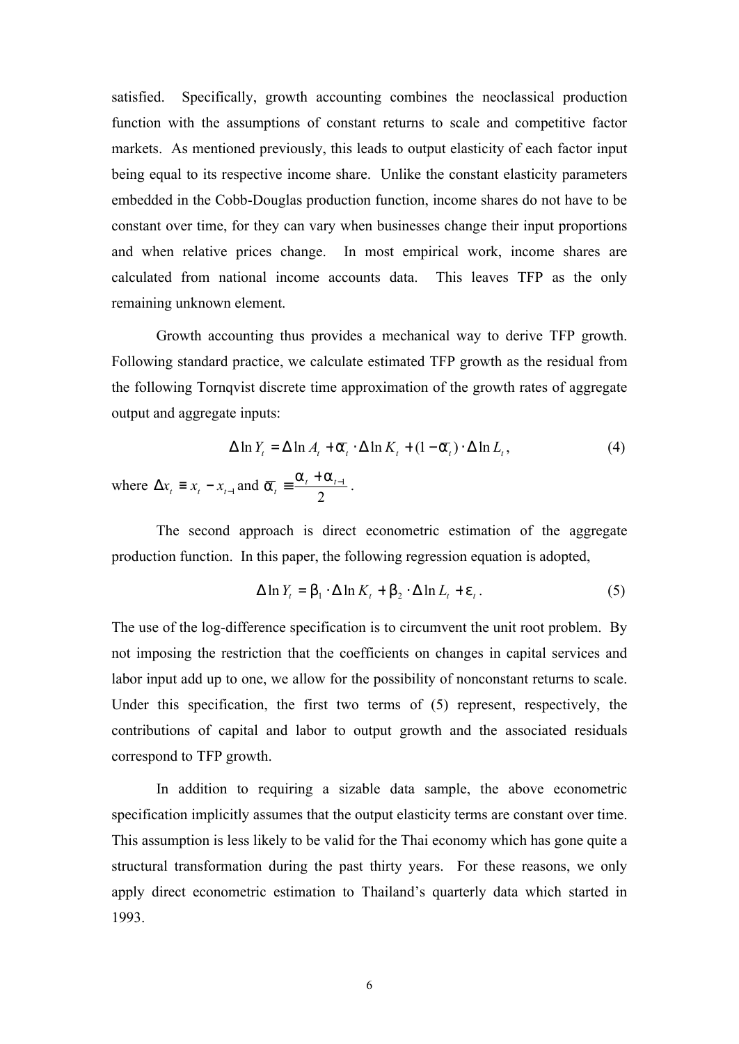satisfied. Specifically, growth accounting combines the neoclassical production function with the assumptions of constant returns to scale and competitive factor markets. As mentioned previously, this leads to output elasticity of each factor input being equal to its respective income share. Unlike the constant elasticity parameters embedded in the Cobb-Douglas production function, income shares do not have to be constant over time, for they can vary when businesses change their input proportions and when relative prices change. In most empirical work, income shares are calculated from national income accounts data. This leaves TFP as the only remaining unknown element.

Growth accounting thus provides a mechanical way to derive TFP growth. Following standard practice, we calculate estimated TFP growth as the residual from the following Tornqvist discrete time approximation of the growth rates of aggregate output and aggregate inputs:

$$\Delta \ln Y_t = \Delta \ln A_t + \bar{\alpha}_t \cdot \Delta \ln K_t + (1 - \bar{\alpha}_t) \cdot \Delta \ln L_t, \tag{4}$$

where $\Delta x_t \equiv x_t - x_{t-1}$ and $\bar{\alpha}_t \equiv \dfrac{\alpha_t + \alpha_{t-1}}{2}$.

The second approach is direct econometric estimation of the aggregate production function. In this paper, the following regression equation is adopted,

$$\Delta \ln Y_t = \beta_1 \cdot \Delta \ln K_t + \beta_2 \cdot \Delta \ln L_t + \varepsilon_t. \tag{5}$$

The use of the log-difference specification is to circumvent the unit root problem. By not imposing the restriction that the coefficients on changes in capital services and labor input add up to one, we allow for the possibility of nonconstant returns to scale. Under this specification, the first two terms of (5) represent, respectively, the contributions of capital and labor to output growth and the associated residuals correspond to TFP growth.

In addition to requiring a sizable data sample, the above econometric specification implicitly assumes that the output elasticity terms are constant over time. This assumption is less likely to be valid for the Thai economy which has gone quite a structural transformation during the past thirty years. For these reasons, we only apply direct econometric estimation to Thailand's quarterly data which started in 1993.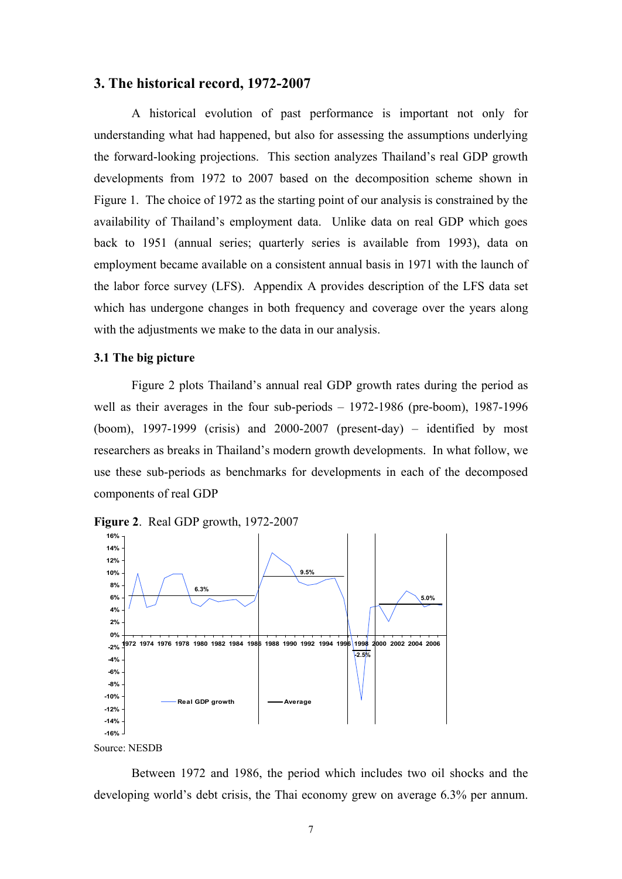## 3. The historical record, 1972-2007

A historical evolution of past performance is important not only for understanding what had happened, but also for assessing the assumptions underlying the forward-looking projections. This section analyzes Thailand's real GDP growth developments from 1972 to 2007 based on the decomposition scheme shown in Figure 1. The choice of 1972 as the starting point of our analysis is constrained by the availability of Thailand's employment data. Unlike data on real GDP which goes back to 1951 (annual series; quarterly series is available from 1993), data on employment became available on a consistent annual basis in 1971 with the launch of the labor force survey (LFS). Appendix A provides description of the LFS data set which has undergone changes in both frequency and coverage over the years along with the adjustments we make to the data in our analysis.

### 3.1 The big picture

Figure 2 plots Thailand's annual real GDP growth rates during the period as well as their averages in the four sub-periods – 1972-1986 (pre-boom), 1987-1996 (boom), 1997-1999 (crisis) and 2000-2007 (present-day) – identified by most researchers as breaks in Thailand's modern growth developments. In what follow, we use these sub-periods as benchmarks for developments in each of the decomposed components of real GDP

**Figure 2**. Real GDP growth, 1972-2007

Source: NESDB

Between 1972 and 1986, the period which includes two oil shocks and the developing world's debt crisis, the Thai economy grew on average 6.3% per annum.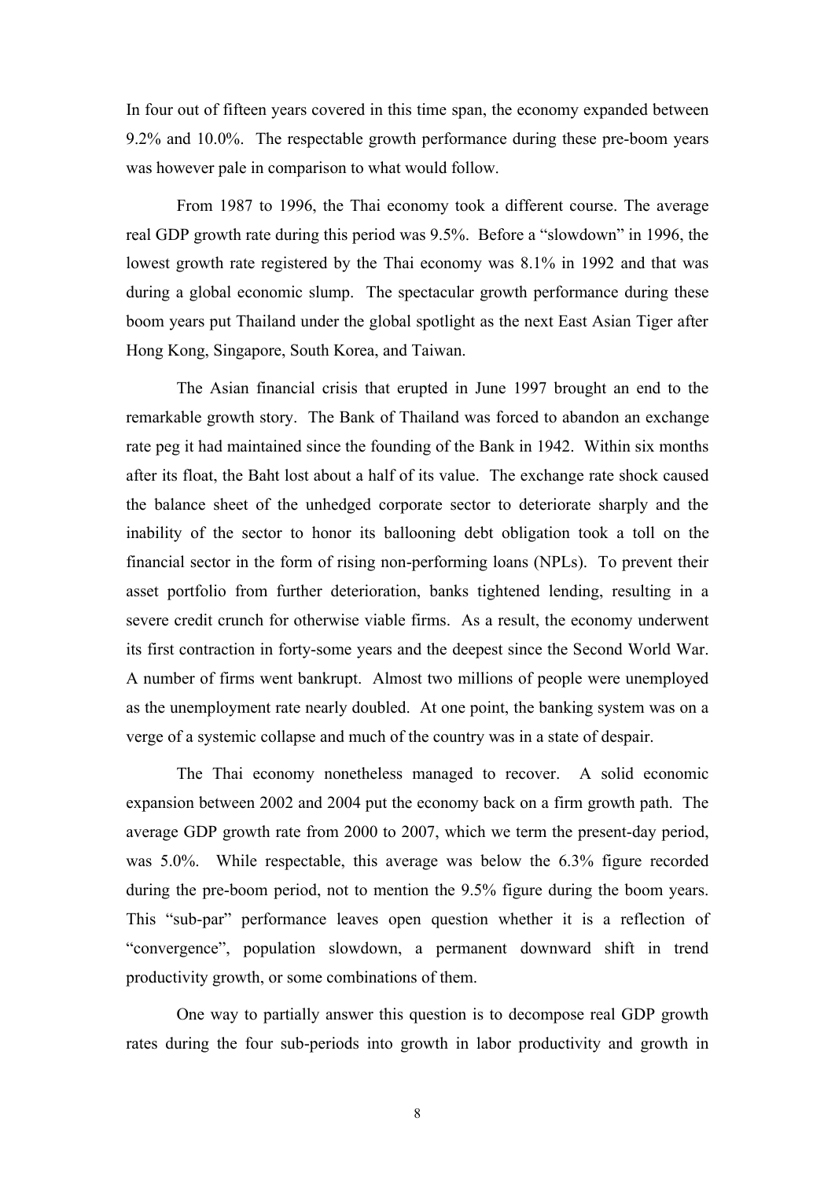In four out of fifteen years covered in this time span, the economy expanded between 9.2% and 10.0%. The respectable growth performance during these pre-boom years was however pale in comparison to what would follow.

From 1987 to 1996, the Thai economy took a different course. The average real GDP growth rate during this period was 9.5%. Before a "slowdown" in 1996, the lowest growth rate registered by the Thai economy was 8.1% in 1992 and that was during a global economic slump. The spectacular growth performance during these boom years put Thailand under the global spotlight as the next East Asian Tiger after Hong Kong, Singapore, South Korea, and Taiwan.

The Asian financial crisis that erupted in June 1997 brought an end to the remarkable growth story. The Bank of Thailand was forced to abandon an exchange rate peg it had maintained since the founding of the Bank in 1942. Within six months after its float, the Baht lost about a half of its value. The exchange rate shock caused the balance sheet of the unhedged corporate sector to deteriorate sharply and the inability of the sector to honor its ballooning debt obligation took a toll on the financial sector in the form of rising non-performing loans (NPLs). To prevent their asset portfolio from further deterioration, banks tightened lending, resulting in a severe credit crunch for otherwise viable firms. As a result, the economy underwent its first contraction in forty-some years and the deepest since the Second World War. A number of firms went bankrupt. Almost two millions of people were unemployed as the unemployment rate nearly doubled. At one point, the banking system was on a verge of a systemic collapse and much of the country was in a state of despair.

The Thai economy nonetheless managed to recover. A solid economic expansion between 2002 and 2004 put the economy back on a firm growth path. The average GDP growth rate from 2000 to 2007, which we term the present-day period, was 5.0%. While respectable, this average was below the 6.3% figure recorded during the pre-boom period, not to mention the 9.5% figure during the boom years. This "sub-par" performance leaves open question whether it is a reflection of "convergence", population slowdown, a permanent downward shift in trend productivity growth, or some combinations of them.

One way to partially answer this question is to decompose real GDP growth rates during the four sub-periods into growth in labor productivity and growth in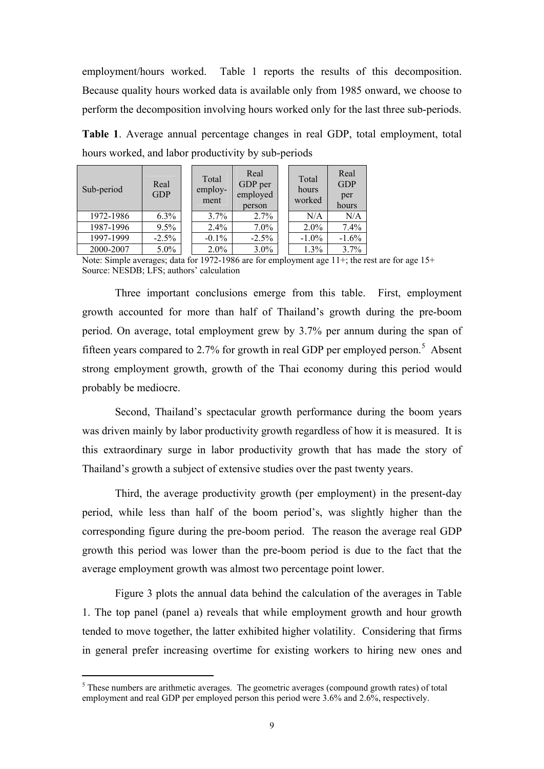employment/hours worked. Table 1 reports the results of this decomposition. Because quality hours worked data is available only from 1985 onward, we choose to perform the decomposition involving hours worked only for the last three sub-periods.

**Table 1**. Average annual percentage changes in real GDP, total employment, total hours worked, and labor productivity by sub-periods

| Sub-period | Real GDP | Total employ-ment | Real GDP per employed person | Total hours worked | Real GDP per hours |
|---|---|---|---|---|---|
| 1972-1986 | 6.3% | 3.7% | 2.7% | N/A | N/A |
| 1987-1996 | 9.5% | 2.4% | 7.0% | 2.0% | 7.4% |
| 1997-1999 | -2.5% | -0.1% | -2.5% | -1.0% | -1.6% |
| 2000-2007 | 5.0% | 2.0% | 3.0% | 1.3% | 3.7% |

Note: Simple averages; data for 1972-1986 are for employment age 11+; the rest are for age 15+
Source: NESDB; LFS; authors' calculation

Three important conclusions emerge from this table. First, employment growth accounted for more than half of Thailand's growth during the pre-boom period. On average, total employment grew by 3.7% per annum during the span of fifteen years compared to 2.7% for growth in real GDP per employed person.[5] Absent strong employment growth, growth of the Thai economy during this period would probably be mediocre.

Second, Thailand's spectacular growth performance during the boom years was driven mainly by labor productivity growth regardless of how it is measured. It is this extraordinary surge in labor productivity growth that has made the story of Thailand's growth a subject of extensive studies over the past twenty years.

Third, the average productivity growth (per employment) in the present-day period, while less than half of the boom period's, was slightly higher than the corresponding figure during the pre-boom period. The reason the average real GDP growth this period was lower than the pre-boom period is due to the fact that the average employment growth was almost two percentage point lower.

Figure 3 plots the annual data behind the calculation of the averages in Table 1. The top panel (panel a) reveals that while employment growth and hour growth tended to move together, the latter exhibited higher volatility. Considering that firms in general prefer increasing overtime for existing workers to hiring new ones and

[5] These numbers are arithmetic averages. The geometric averages (compound growth rates) of total employment and real GDP per employed person this period were 3.6% and 2.6%, respectively.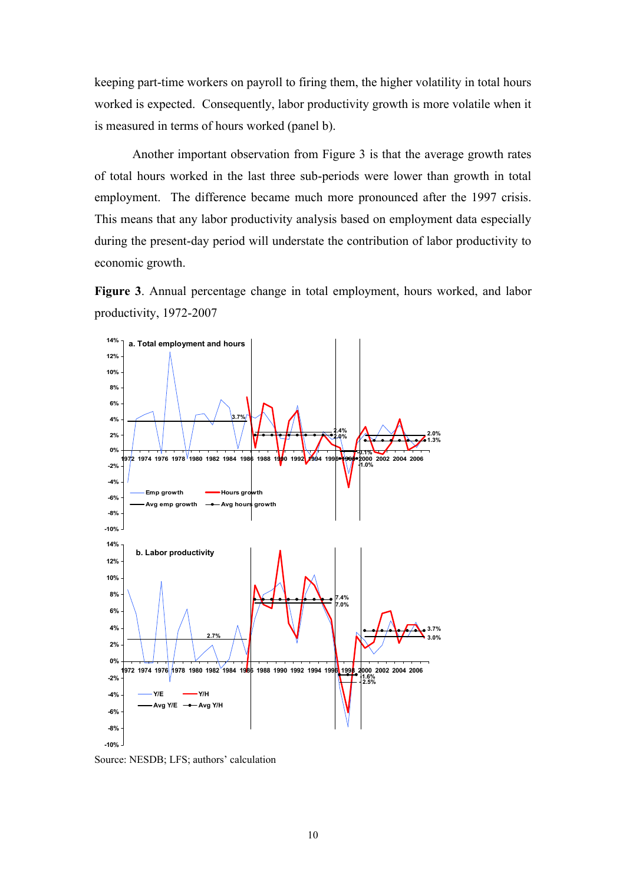keeping part-time workers on payroll to firing them, the higher volatility in total hours worked is expected. Consequently, labor productivity growth is more volatile when it is measured in terms of hours worked (panel b).

Another important observation from Figure 3 is that the average growth rates of total hours worked in the last three sub-periods were lower than growth in total employment. The difference became much more pronounced after the 1997 crisis. This means that any labor productivity analysis based on employment data especially during the present-day period will understate the contribution of labor productivity to economic growth.

**Figure 3**. Annual percentage change in total employment, hours worked, and labor productivity, 1972-2007

Source: NESDB; LFS; authors' calculation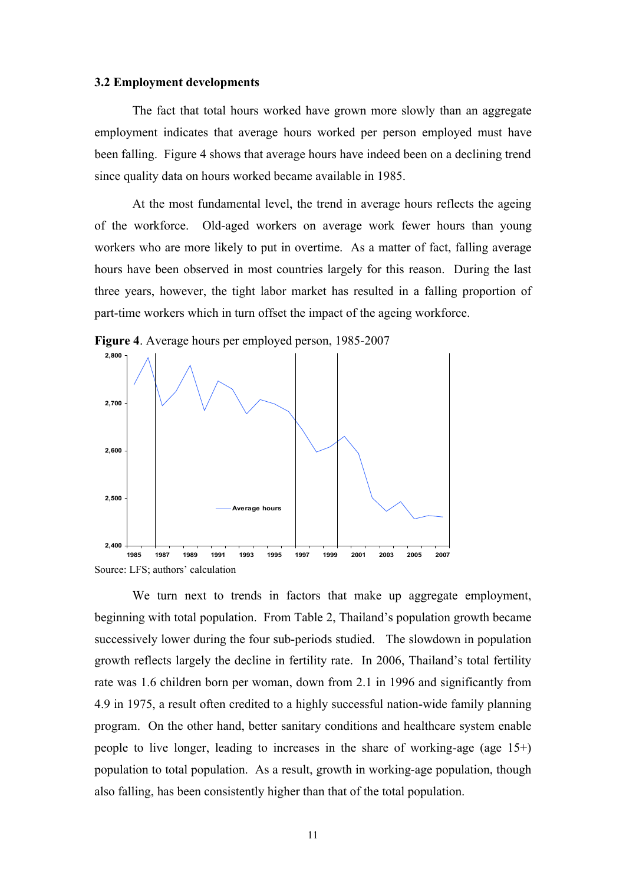### 3.2 Employment developments

The fact that total hours worked have grown more slowly than an aggregate employment indicates that average hours worked per person employed must have been falling. Figure 4 shows that average hours have indeed been on a declining trend since quality data on hours worked became available in 1985.

At the most fundamental level, the trend in average hours reflects the ageing of the workforce. Old-aged workers on average work fewer hours than young workers who are more likely to put in overtime. As a matter of fact, falling average hours have been observed in most countries largely for this reason. During the last three years, however, the tight labor market has resulted in a falling proportion of part-time workers which in turn offset the impact of the ageing workforce.

**Figure 4**. Average hours per employed person, 1985-2007

Source: LFS; authors' calculation

We turn next to trends in factors that make up aggregate employment, beginning with total population. From Table 2, Thailand's population growth became successively lower during the four sub-periods studied. The slowdown in population growth reflects largely the decline in fertility rate. In 2006, Thailand's total fertility rate was 1.6 children born per woman, down from 2.1 in 1996 and significantly from 4.9 in 1975, a result often credited to a highly successful nation-wide family planning program. On the other hand, better sanitary conditions and healthcare system enable people to live longer, leading to increases in the share of working-age (age 15+) population to total population. As a result, growth in working-age population, though also falling, has been consistently higher than that of the total population.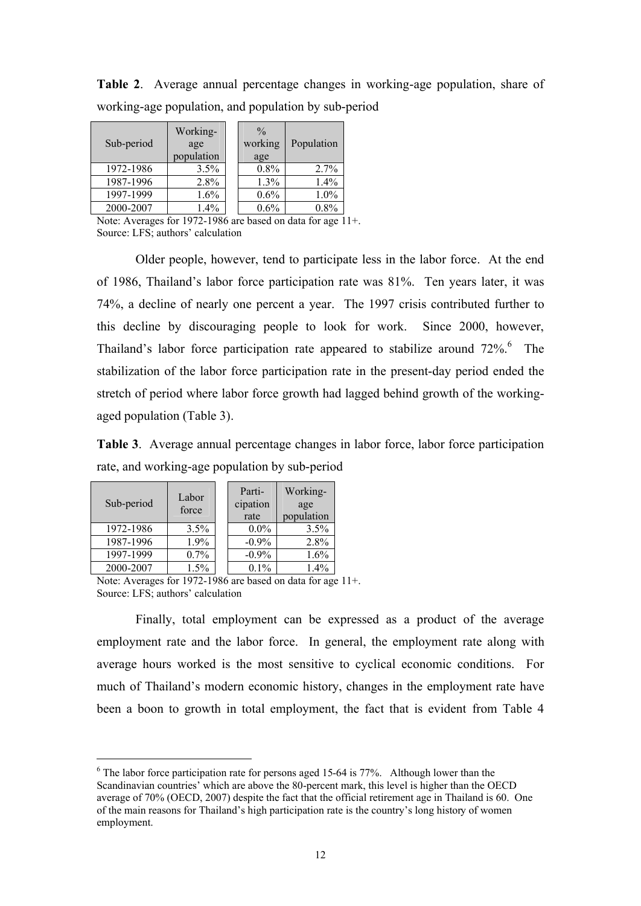**Table 2**. Average annual percentage changes in working-age population, share of working-age population, and population by sub-period

| Sub-period | Working-age population | % working age | Population |
|---|---|---|---|
| 1972-1986 | 3.5% | 0.8% | 2.7% |
| 1987-1996 | 2.8% | 1.3% | 1.4% |
| 1997-1999 | 1.6% | 0.6% | 1.0% |
| 2000-2007 | 1.4% | 0.6% | 0.8% |

Note: Averages for 1972-1986 are based on data for age 11+.
Source: LFS; authors' calculation

Older people, however, tend to participate less in the labor force. At the end of 1986, Thailand's labor force participation rate was 81%. Ten years later, it was 74%, a decline of nearly one percent a year. The 1997 crisis contributed further to this decline by discouraging people to look for work. Since 2000, however, Thailand's labor force participation rate appeared to stabilize around 72%.[6] The stabilization of the labor force participation rate in the present-day period ended the stretch of period where labor force growth had lagged behind growth of the working-aged population (Table 3).

**Table 3**. Average annual percentage changes in labor force, labor force participation rate, and working-age population by sub-period

| Sub-period | Labor force | Participation rate | Working-age population |
|---|---|---|---|
| 1972-1986 | 3.5% | 0.0% | 3.5% |
| 1987-1996 | 1.9% | -0.9% | 2.8% |
| 1997-1999 | 0.7% | -0.9% | 1.6% |
| 2000-2007 | 1.5% | 0.1% | 1.4% |

Note: Averages for 1972-1986 are based on data for age 11+.
Source: LFS; authors' calculation

Finally, total employment can be expressed as a product of the average employment rate and the labor force. In general, the employment rate along with average hours worked is the most sensitive to cyclical economic conditions. For much of Thailand's modern economic history, changes in the employment rate have been a boon to growth in total employment, the fact that is evident from Table 4

[6] The labor force participation rate for persons aged 15-64 is 77%. Although lower than the Scandinavian countries' which are above the 80-percent mark, this level is higher than the OECD average of 70% (OECD, 2007) despite the fact that the official retirement age in Thailand is 60. One of the main reasons for Thailand's high participation rate is the country's long history of women employment.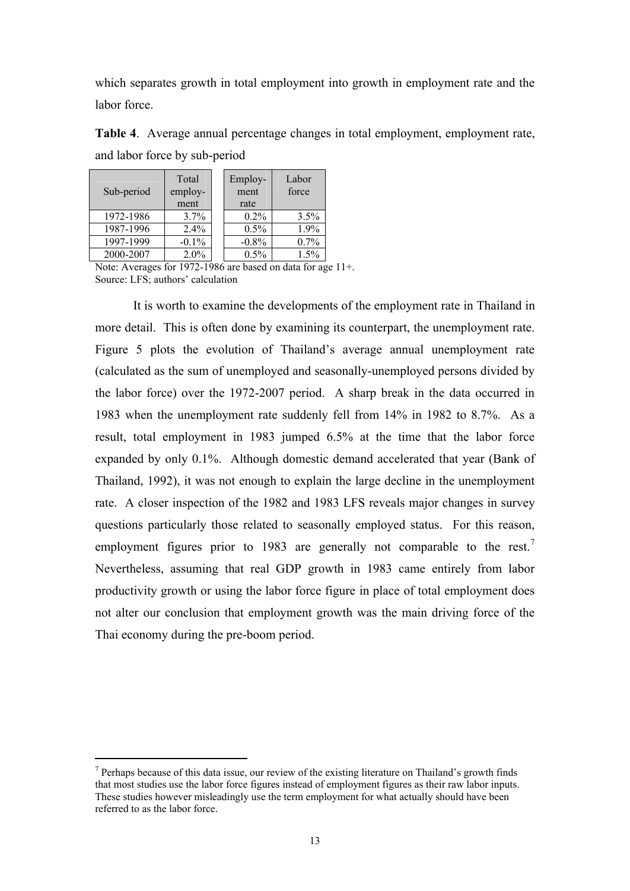which separates growth in total employment into growth in employment rate and the labor force.

**Table 4**. Average annual percentage changes in total employment, employment rate, and labor force by sub-period

| Sub-period | Total employment | Employment rate | Labor force |
|---|---|---|---|
| 1972-1986 | 3.7% | 0.2% | 3.5% |
| 1987-1996 | 2.4% | 0.5% | 1.9% |
| 1997-1999 | -0.1% | -0.8% | 0.7% |
| 2000-2007 | 2.0% | 0.5% | 1.5% |

Note: Averages for 1972-1986 are based on data for age 11+.
Source: LFS; authors' calculation

It is worth to examine the developments of the employment rate in Thailand in more detail. This is often done by examining its counterpart, the unemployment rate. Figure 5 plots the evolution of Thailand's average annual unemployment rate (calculated as the sum of unemployed and seasonally-unemployed persons divided by the labor force) over the 1972-2007 period. A sharp break in the data occurred in 1983 when the unemployment rate suddenly fell from 14% in 1982 to 8.7%. As a result, total employment in 1983 jumped 6.5% at the time that the labor force expanded by only 0.1%. Although domestic demand accelerated that year (Bank of Thailand, 1992), it was not enough to explain the large decline in the unemployment rate. A closer inspection of the 1982 and 1983 LFS reveals major changes in survey questions particularly those related to seasonally employed status. For this reason, employment figures prior to 1983 are generally not comparable to the rest.[7] Nevertheless, assuming that real GDP growth in 1983 came entirely from labor productivity growth or using the labor force figure in place of total employment does not alter our conclusion that employment growth was the main driving force of the Thai economy during the pre-boom period.

[7] Perhaps because of this data issue, our review of the existing literature on Thailand's growth finds that most studies use the labor force figures instead of employment figures as their raw labor inputs. These studies however misleadingly use the term employment for what actually should have been referred to as the labor force.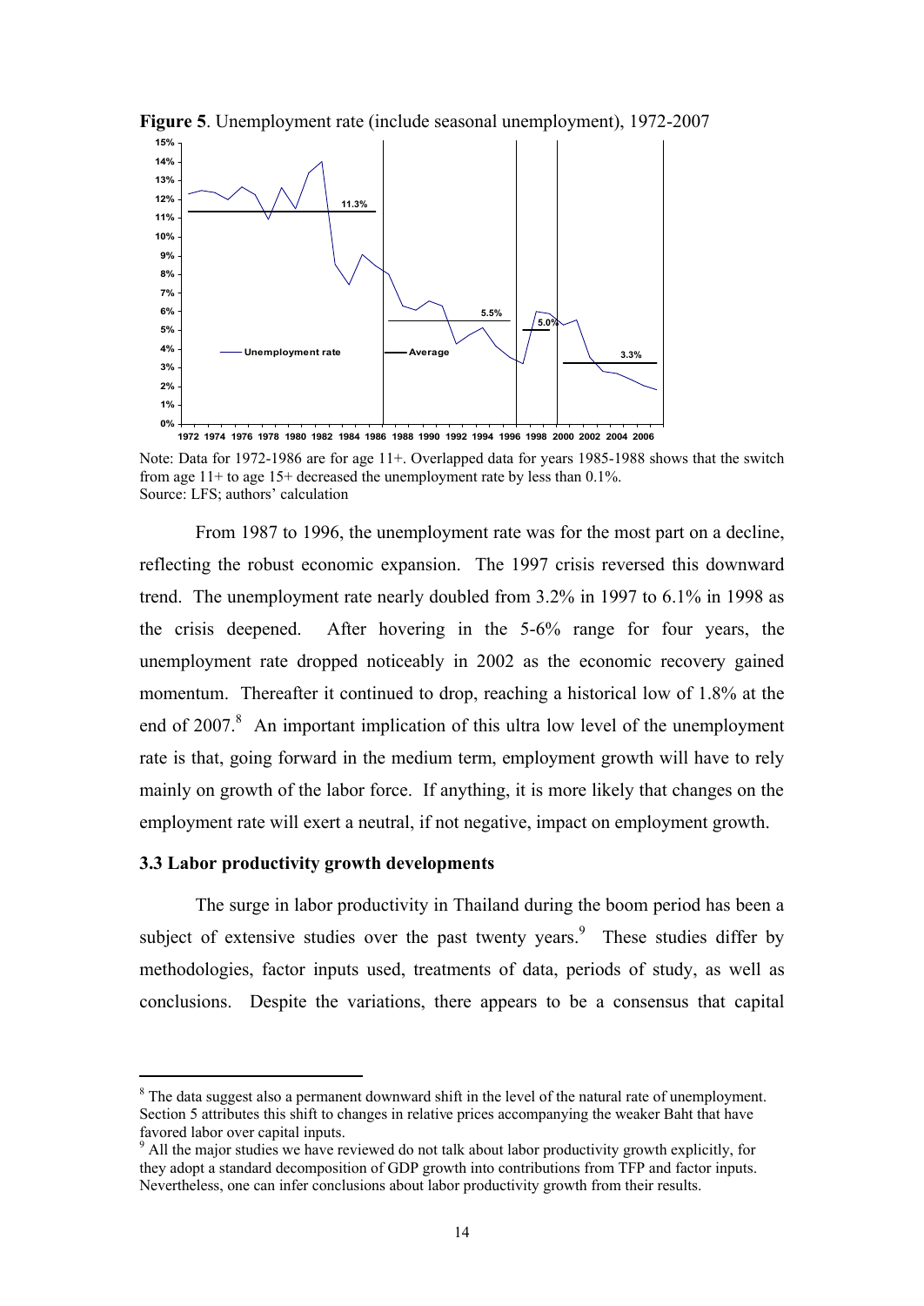**Figure 5**. Unemployment rate (include seasonal unemployment), 1972-2007

Note: Data for 1972-1986 are for age 11+. Overlapped data for years 1985-1988 shows that the switch from age 11+ to age 15+ decreased the unemployment rate by less than 0.1%.
Source: LFS; authors' calculation

From 1987 to 1996, the unemployment rate was for the most part on a decline, reflecting the robust economic expansion. The 1997 crisis reversed this downward trend. The unemployment rate nearly doubled from 3.2% in 1997 to 6.1% in 1998 as the crisis deepened. After hovering in the 5-6% range for four years, the unemployment rate dropped noticeably in 2002 as the economic recovery gained momentum. Thereafter it continued to drop, reaching a historical low of 1.8% at the end of 2007.[8] An important implication of this ultra low level of the unemployment rate is that, going forward in the medium term, employment growth will have to rely mainly on growth of the labor force. If anything, it is more likely that changes on the employment rate will exert a neutral, if not negative, impact on employment growth.

### 3.3 Labor productivity growth developments

The surge in labor productivity in Thailand during the boom period has been a subject of extensive studies over the past twenty years.[9] These studies differ by methodologies, factor inputs used, treatments of data, periods of study, as well as conclusions. Despite the variations, there appears to be a consensus that capital

---

[8] The data suggest also a permanent downward shift in the level of the natural rate of unemployment. Section 5 attributes this shift to changes in relative prices accompanying the weaker Baht that have favored labor over capital inputs.

[9] All the major studies we have reviewed do not talk about labor productivity growth explicitly, for they adopt a standard decomposition of GDP growth into contributions from TFP and factor inputs. Nevertheless, one can infer conclusions about labor productivity growth from their results.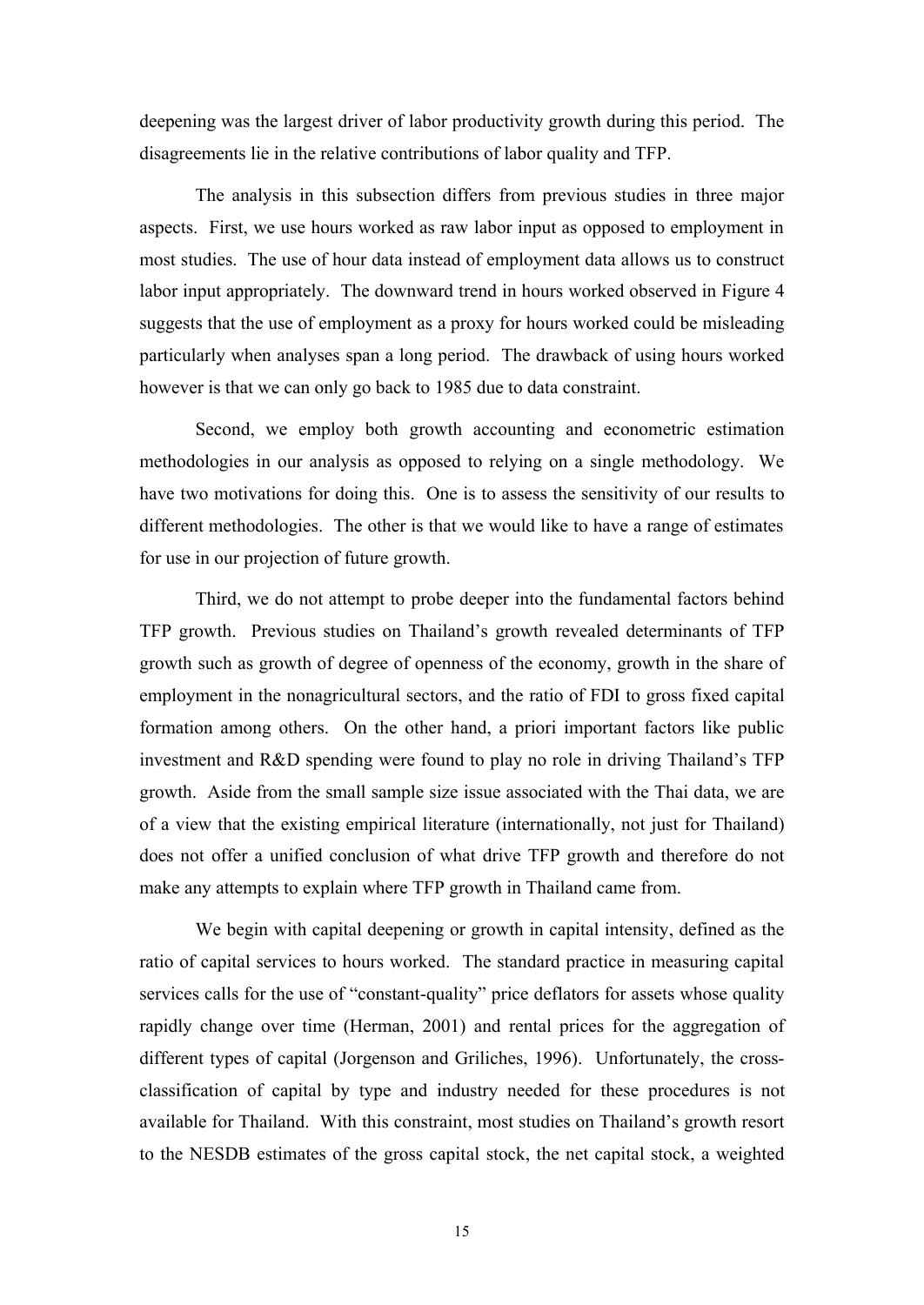deepening was the largest driver of labor productivity growth during this period. The disagreements lie in the relative contributions of labor quality and TFP.

The analysis in this subsection differs from previous studies in three major aspects. First, we use hours worked as raw labor input as opposed to employment in most studies. The use of hour data instead of employment data allows us to construct labor input appropriately. The downward trend in hours worked observed in Figure 4 suggests that the use of employment as a proxy for hours worked could be misleading particularly when analyses span a long period. The drawback of using hours worked however is that we can only go back to 1985 due to data constraint.

Second, we employ both growth accounting and econometric estimation methodologies in our analysis as opposed to relying on a single methodology. We have two motivations for doing this. One is to assess the sensitivity of our results to different methodologies. The other is that we would like to have a range of estimates for use in our projection of future growth.

Third, we do not attempt to probe deeper into the fundamental factors behind TFP growth. Previous studies on Thailand's growth revealed determinants of TFP growth such as growth of degree of openness of the economy, growth in the share of employment in the nonagricultural sectors, and the ratio of FDI to gross fixed capital formation among others. On the other hand, a priori important factors like public investment and R&D spending were found to play no role in driving Thailand's TFP growth. Aside from the small sample size issue associated with the Thai data, we are of a view that the existing empirical literature (internationally, not just for Thailand) does not offer a unified conclusion of what drive TFP growth and therefore do not make any attempts to explain where TFP growth in Thailand came from.

We begin with capital deepening or growth in capital intensity, defined as the ratio of capital services to hours worked. The standard practice in measuring capital services calls for the use of "constant-quality" price deflators for assets whose quality rapidly change over time (Herman, 2001) and rental prices for the aggregation of different types of capital (Jorgenson and Griliches, 1996). Unfortunately, the cross-classification of capital by type and industry needed for these procedures is not available for Thailand. With this constraint, most studies on Thailand's growth resort to the NESDB estimates of the gross capital stock, the net capital stock, a weighted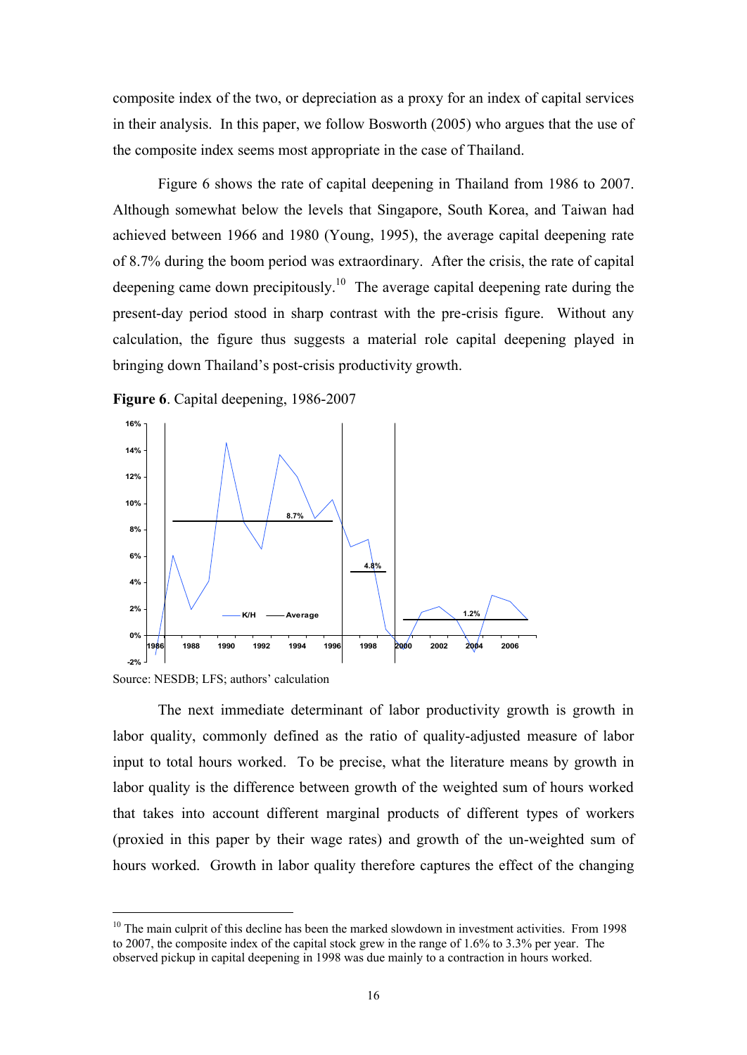composite index of the two, or depreciation as a proxy for an index of capital services in their analysis. In this paper, we follow Bosworth (2005) who argues that the use of the composite index seems most appropriate in the case of Thailand.

Figure 6 shows the rate of capital deepening in Thailand from 1986 to 2007. Although somewhat below the levels that Singapore, South Korea, and Taiwan had achieved between 1966 and 1980 (Young, 1995), the average capital deepening rate of 8.7% during the boom period was extraordinary. After the crisis, the rate of capital deepening came down precipitously.[10] The average capital deepening rate during the present-day period stood in sharp contrast with the pre-crisis figure. Without any calculation, the figure thus suggests a material role capital deepening played in bringing down Thailand's post-crisis productivity growth.

**Figure 6**. Capital deepening, 1986-2007

Source: NESDB; LFS; authors' calculation

The next immediate determinant of labor productivity growth is growth in labor quality, commonly defined as the ratio of quality-adjusted measure of labor input to total hours worked. To be precise, what the literature means by growth in labor quality is the difference between growth of the weighted sum of hours worked that takes into account different marginal products of different types of workers (proxied in this paper by their wage rates) and growth of the un-weighted sum of hours worked. Growth in labor quality therefore captures the effect of the changing

[10] The main culprit of this decline has been the marked slowdown in investment activities. From 1998 to 2007, the composite index of the capital stock grew in the range of 1.6% to 3.3% per year. The observed pickup in capital deepening in 1998 was due mainly to a contraction in hours worked.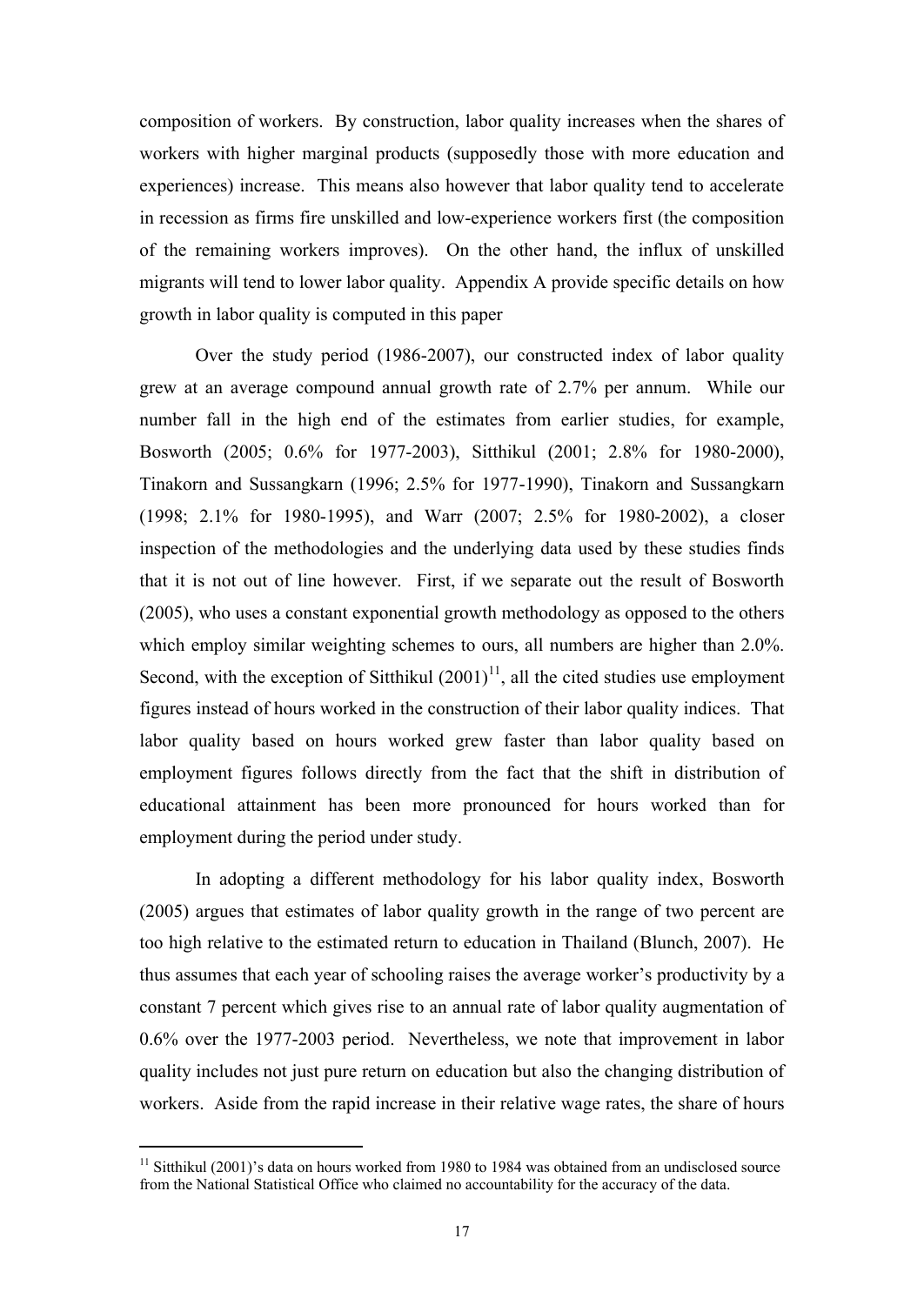composition of workers. By construction, labor quality increases when the shares of workers with higher marginal products (supposedly those with more education and experiences) increase. This means also however that labor quality tend to accelerate in recession as firms fire unskilled and low-experience workers first (the composition of the remaining workers improves). On the other hand, the influx of unskilled migrants will tend to lower labor quality. Appendix A provide specific details on how growth in labor quality is computed in this paper

Over the study period (1986-2007), our constructed index of labor quality grew at an average compound annual growth rate of 2.7% per annum. While our number fall in the high end of the estimates from earlier studies, for example, Bosworth (2005; 0.6% for 1977-2003), Sitthikul (2001; 2.8% for 1980-2000), Tinakorn and Sussangkarn (1996; 2.5% for 1977-1990), Tinakorn and Sussangkarn (1998; 2.1% for 1980-1995), and Warr (2007; 2.5% for 1980-2002), a closer inspection of the methodologies and the underlying data used by these studies finds that it is not out of line however. First, if we separate out the result of Bosworth (2005), who uses a constant exponential growth methodology as opposed to the others which employ similar weighting schemes to ours, all numbers are higher than 2.0%. Second, with the exception of Sitthikul (2001)[11], all the cited studies use employment figures instead of hours worked in the construction of their labor quality indices. That labor quality based on hours worked grew faster than labor quality based on employment figures follows directly from the fact that the shift in distribution of educational attainment has been more pronounced for hours worked than for employment during the period under study.

In adopting a different methodology for his labor quality index, Bosworth (2005) argues that estimates of labor quality growth in the range of two percent are too high relative to the estimated return to education in Thailand (Blunch, 2007). He thus assumes that each year of schooling raises the average worker's productivity by a constant 7 percent which gives rise to an annual rate of labor quality augmentation of 0.6% over the 1977-2003 period. Nevertheless, we note that improvement in labor quality includes not just pure return on education but also the changing distribution of workers. Aside from the rapid increase in their relative wage rates, the share of hours

[11] Sitthikul (2001)'s data on hours worked from 1980 to 1984 was obtained from an undisclosed source from the National Statistical Office who claimed no accountability for the accuracy of the data.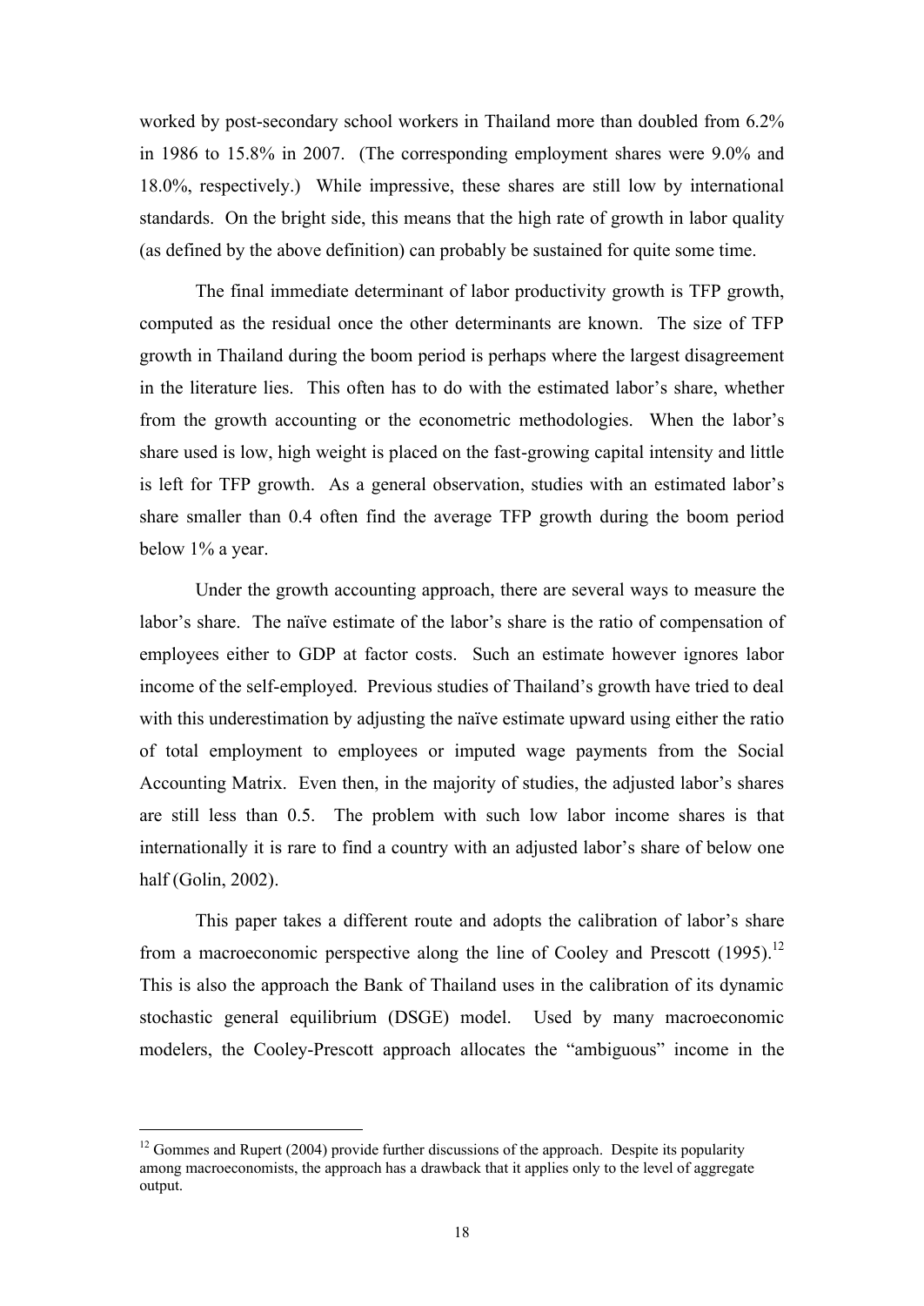worked by post-secondary school workers in Thailand more than doubled from 6.2% in 1986 to 15.8% in 2007. (The corresponding employment shares were 9.0% and 18.0%, respectively.) While impressive, these shares are still low by international standards. On the bright side, this means that the high rate of growth in labor quality (as defined by the above definition) can probably be sustained for quite some time.

The final immediate determinant of labor productivity growth is TFP growth, computed as the residual once the other determinants are known. The size of TFP growth in Thailand during the boom period is perhaps where the largest disagreement in the literature lies. This often has to do with the estimated labor's share, whether from the growth accounting or the econometric methodologies. When the labor's share used is low, high weight is placed on the fast-growing capital intensity and little is left for TFP growth. As a general observation, studies with an estimated labor's share smaller than 0.4 often find the average TFP growth during the boom period below 1% a year.

Under the growth accounting approach, there are several ways to measure the labor's share. The naïve estimate of the labor's share is the ratio of compensation of employees either to GDP at factor costs. Such an estimate however ignores labor income of the self-employed. Previous studies of Thailand's growth have tried to deal with this underestimation by adjusting the naïve estimate upward using either the ratio of total employment to employees or imputed wage payments from the Social Accounting Matrix. Even then, in the majority of studies, the adjusted labor's shares are still less than 0.5. The problem with such low labor income shares is that internationally it is rare to find a country with an adjusted labor's share of below one half (Golin, 2002).

This paper takes a different route and adopts the calibration of labor's share from a macroeconomic perspective along the line of Cooley and Prescott (1995).[12] This is also the approach the Bank of Thailand uses in the calibration of its dynamic stochastic general equilibrium (DSGE) model. Used by many macroeconomic modelers, the Cooley-Prescott approach allocates the "ambiguous" income in the

---

[12] Gommes and Rupert (2004) provide further discussions of the approach. Despite its popularity among macroeconomists, the approach has a drawback that it applies only to the level of aggregate output.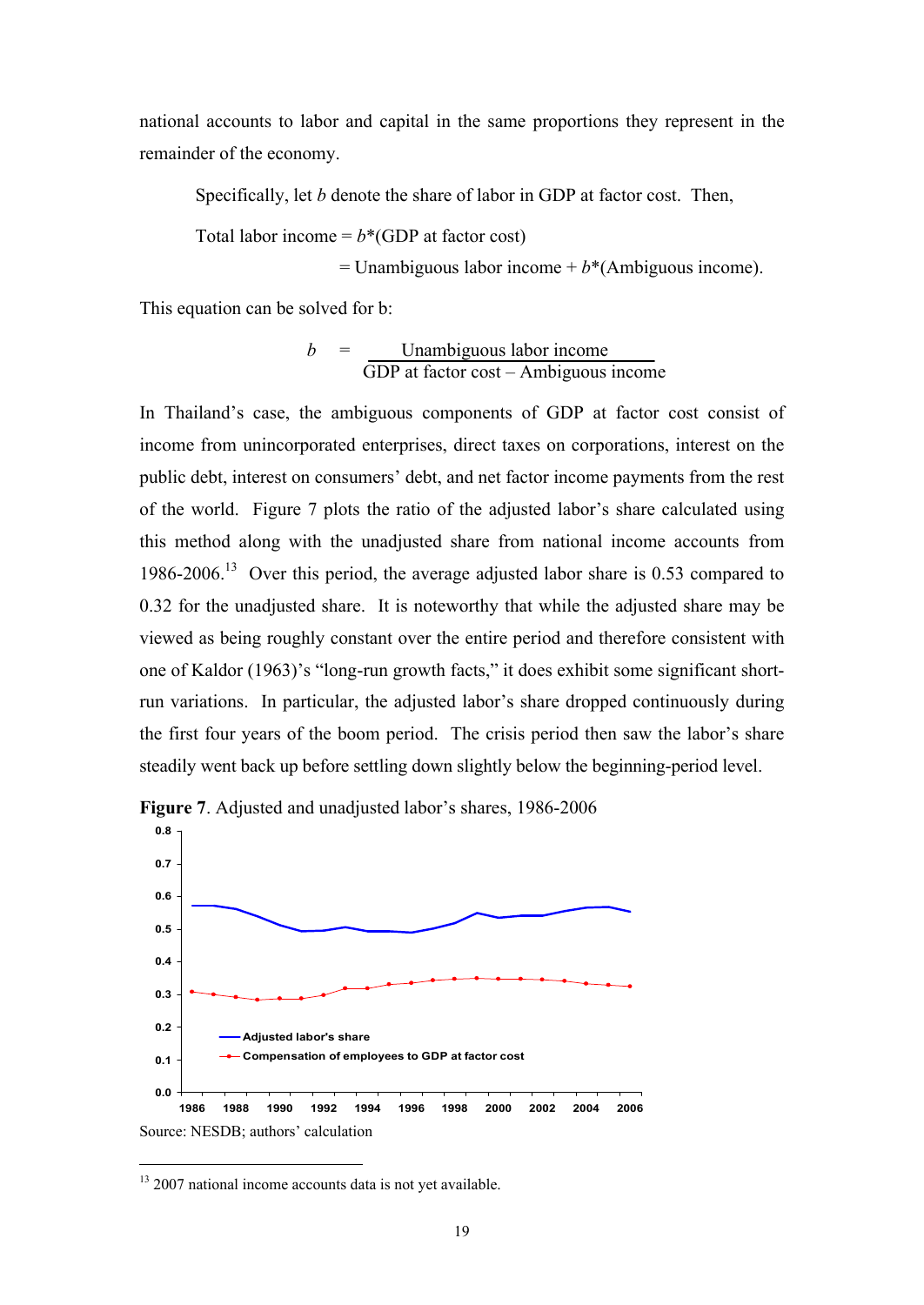national accounts to labor and capital in the same proportions they represent in the remainder of the economy.

Specifically, let $b$ denote the share of labor in GDP at factor cost. Then,

Total labor income = $b$*(GDP at factor cost)

= Unambiguous labor income + $b$*(Ambiguous income).

This equation can be solved for b:

$$b = \frac{\text{Unambiguous labor income}}{\text{GDP at factor cost} - \text{Ambiguous income}}$$

In Thailand's case, the ambiguous components of GDP at factor cost consist of income from unincorporated enterprises, direct taxes on corporations, interest on the public debt, interest on consumers' debt, and net factor income payments from the rest of the world. Figure 7 plots the ratio of the adjusted labor's share calculated using this method along with the unadjusted share from national income accounts from 1986-2006.[13] Over this period, the average adjusted labor share is 0.53 compared to 0.32 for the unadjusted share. It is noteworthy that while the adjusted share may be viewed as being roughly constant over the entire period and therefore consistent with one of Kaldor (1963)'s "long-run growth facts," it does exhibit some significant short-run variations. In particular, the adjusted labor's share dropped continuously during the first four years of the boom period. The crisis period then saw the labor's share steadily went back up before settling down slightly below the beginning-period level.

**Figure 7**. Adjusted and unadjusted labor's shares, 1986-2006

Source: NESDB; authors' calculation

[13] 2007 national income accounts data is not yet available.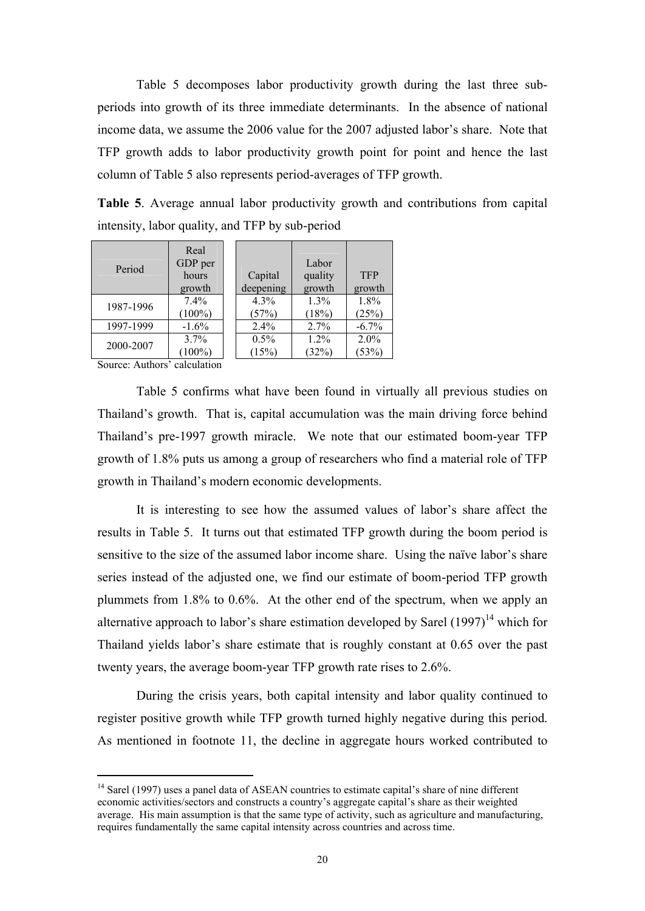Table 5 decomposes labor productivity growth during the last three sub-periods into growth of its three immediate determinants. In the absence of national income data, we assume the 2006 value for the 2007 adjusted labor's share. Note that TFP growth adds to labor productivity growth point for point and hence the last column of Table 5 also represents period-averages of TFP growth.

**Table 5**. Average annual labor productivity growth and contributions from capital intensity, labor quality, and TFP by sub-period

| Period | Real GDP per hours growth | Capital deepening | Labor quality growth | TFP growth |
|---|---|---|---|---|
| 1987-1996 | 7.4% (100%) | 4.3% (57%) | 1.3% (18%) | 1.8% (25%) |
| 1997-1999 | -1.6% | 2.4% | 2.7% | -6.7% |
| 2000-2007 | 3.7% (100%) | 0.5% (15%) | 1.2% (32%) | 2.0% (53%) |

Source: Authors' calculation

Table 5 confirms what have been found in virtually all previous studies on Thailand's growth. That is, capital accumulation was the main driving force behind Thailand's pre-1997 growth miracle. We note that our estimated boom-year TFP growth of 1.8% puts us among a group of researchers who find a material role of TFP growth in Thailand's modern economic developments.

It is interesting to see how the assumed values of labor's share affect the results in Table 5. It turns out that estimated TFP growth during the boom period is sensitive to the size of the assumed labor income share. Using the naïve labor's share series instead of the adjusted one, we find our estimate of boom-period TFP growth plummets from 1.8% to 0.6%. At the other end of the spectrum, when we apply an alternative approach to labor's share estimation developed by Sarel (1997)[14] which for Thailand yields labor's share estimate that is roughly constant at 0.65 over the past twenty years, the average boom-year TFP growth rate rises to 2.6%.

During the crisis years, both capital intensity and labor quality continued to register positive growth while TFP growth turned highly negative during this period. As mentioned in footnote 11, the decline in aggregate hours worked contributed to

[14] Sarel (1997) uses a panel data of ASEAN countries to estimate capital's share of nine different economic activities/sectors and constructs a country's aggregate capital's share as their weighted average. His main assumption is that the same type of activity, such as agriculture and manufacturing, requires fundamentally the same capital intensity across countries and across time.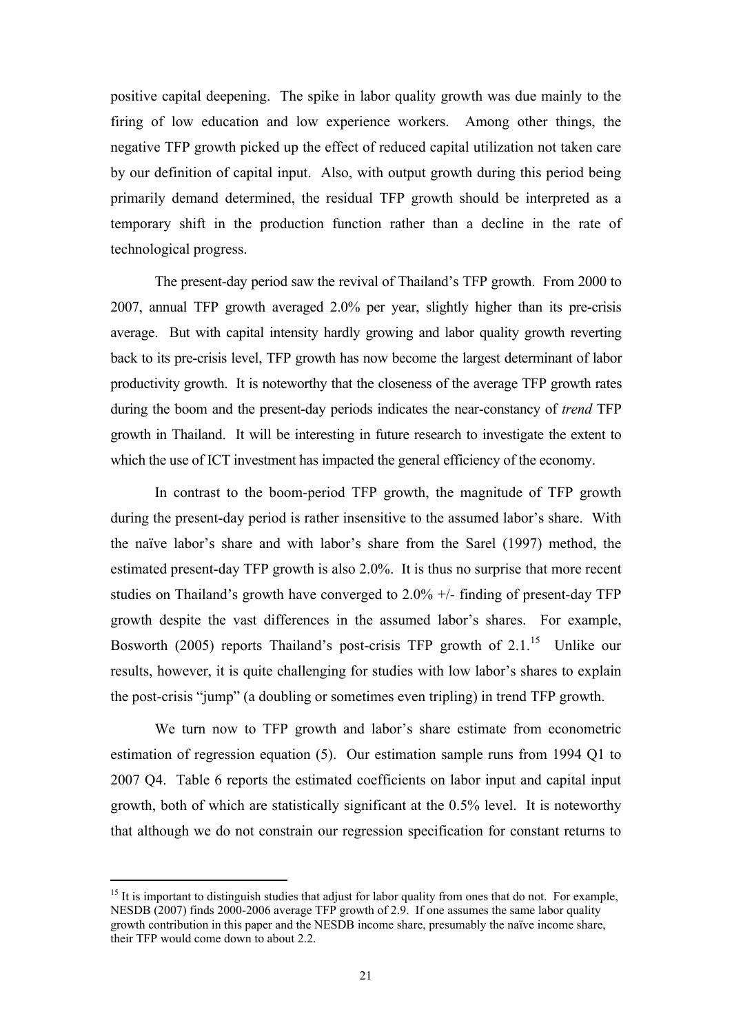positive capital deepening. The spike in labor quality growth was due mainly to the firing of low education and low experience workers. Among other things, the negative TFP growth picked up the effect of reduced capital utilization not taken care by our definition of capital input. Also, with output growth during this period being primarily demand determined, the residual TFP growth should be interpreted as a temporary shift in the production function rather than a decline in the rate of technological progress.

The present-day period saw the revival of Thailand's TFP growth. From 2000 to 2007, annual TFP growth averaged 2.0% per year, slightly higher than its pre-crisis average. But with capital intensity hardly growing and labor quality growth reverting back to its pre-crisis level, TFP growth has now become the largest determinant of labor productivity growth. It is noteworthy that the closeness of the average TFP growth rates during the boom and the present-day periods indicates the near-constancy of *trend* TFP growth in Thailand. It will be interesting in future research to investigate the extent to which the use of ICT investment has impacted the general efficiency of the economy.

In contrast to the boom-period TFP growth, the magnitude of TFP growth during the present-day period is rather insensitive to the assumed labor's share. With the naïve labor's share and with labor's share from the Sarel (1997) method, the estimated present-day TFP growth is also 2.0%. It is thus no surprise that more recent studies on Thailand's growth have converged to 2.0% +/- finding of present-day TFP growth despite the vast differences in the assumed labor's shares. For example, Bosworth (2005) reports Thailand's post-crisis TFP growth of 2.1.[15] Unlike our results, however, it is quite challenging for studies with low labor's shares to explain the post-crisis "jump" (a doubling or sometimes even tripling) in trend TFP growth.

We turn now to TFP growth and labor's share estimate from econometric estimation of regression equation (5). Our estimation sample runs from 1994 Q1 to 2007 Q4. Table 6 reports the estimated coefficients on labor input and capital input growth, both of which are statistically significant at the 0.5% level. It is noteworthy that although we do not constrain our regression specification for constant returns to

[15] It is important to distinguish studies that adjust for labor quality from ones that do not. For example, NESDB (2007) finds 2000-2006 average TFP growth of 2.9. If one assumes the same labor quality growth contribution in this paper and the NESDB income share, presumably the naïve income share, their TFP would come down to about 2.2.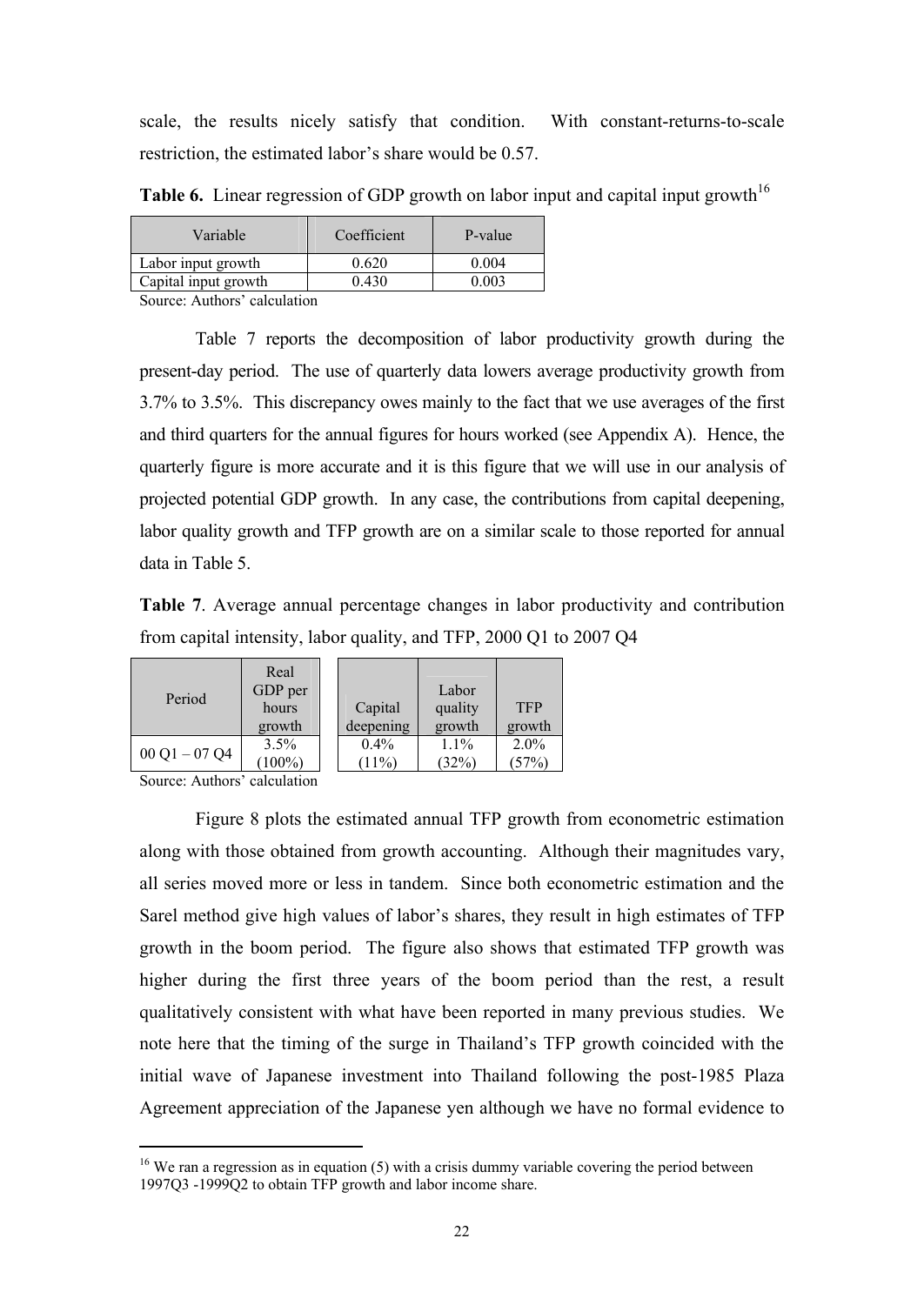scale, the results nicely satisfy that condition. With constant-returns-to-scale restriction, the estimated labor's share would be 0.57.

**Table 6.** Linear regression of GDP growth on labor input and capital input growth[16]

| Variable | Coefficient | P-value |
|---|---|---|
| Labor input growth | 0.620 | 0.004 |
| Capital input growth | 0.430 | 0.003 |

Source: Authors' calculation

Table 7 reports the decomposition of labor productivity growth during the present-day period. The use of quarterly data lowers average productivity growth from 3.7% to 3.5%. This discrepancy owes mainly to the fact that we use averages of the first and third quarters for the annual figures for hours worked (see Appendix A). Hence, the quarterly figure is more accurate and it is this figure that we will use in our analysis of projected potential GDP growth. In any case, the contributions from capital deepening, labor quality growth and TFP growth are on a similar scale to those reported for annual data in Table 5.

**Table 7**. Average annual percentage changes in labor productivity and contribution from capital intensity, labor quality, and TFP, 2000 Q1 to 2007 Q4

| Period | Real GDP per hours growth | Capital deepening | Labor quality growth | TFP growth |
|---|---|---|---|---|
| 00 Q1 – 07 Q4 | 3.5% (100%) | 0.4% (11%) | 1.1% (32%) | 2.0% (57%) |

Source: Authors' calculation

Figure 8 plots the estimated annual TFP growth from econometric estimation along with those obtained from growth accounting. Although their magnitudes vary, all series moved more or less in tandem. Since both econometric estimation and the Sarel method give high values of labor's shares, they result in high estimates of TFP growth in the boom period. The figure also shows that estimated TFP growth was higher during the first three years of the boom period than the rest, a result qualitatively consistent with what have been reported in many previous studies. We note here that the timing of the surge in Thailand's TFP growth coincided with the initial wave of Japanese investment into Thailand following the post-1985 Plaza Agreement appreciation of the Japanese yen although we have no formal evidence to

[16] We ran a regression as in equation (5) with a crisis dummy variable covering the period between 1997Q3 -1999Q2 to obtain TFP growth and labor income share.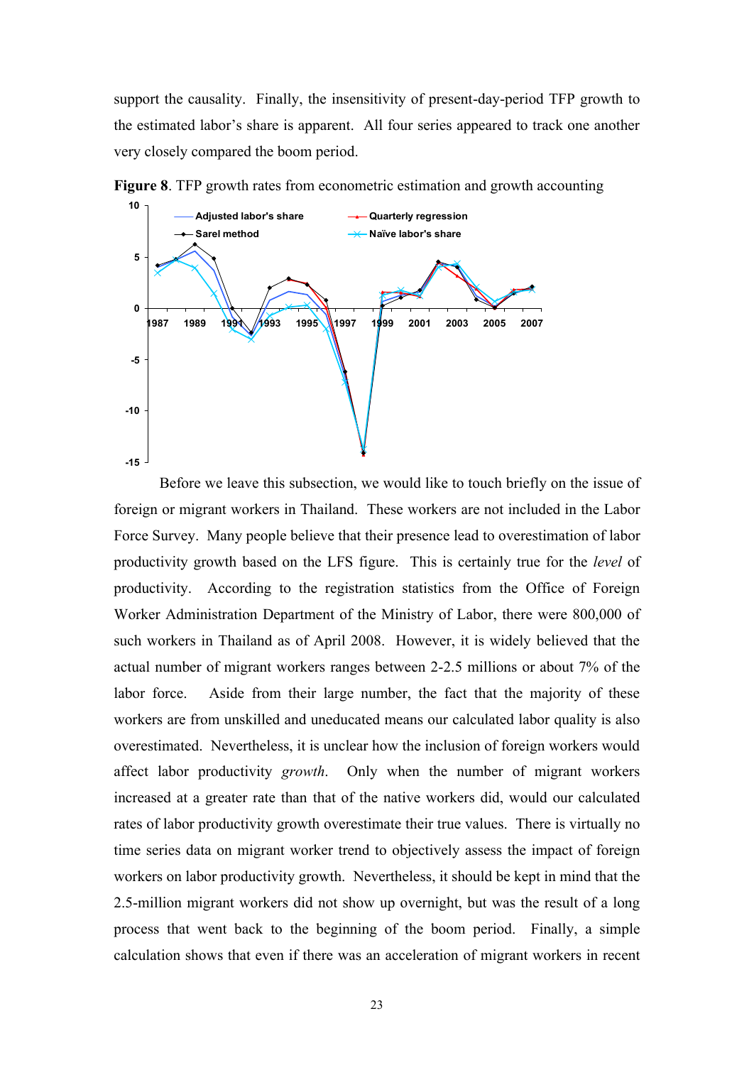support the causality. Finally, the insensitivity of present-day-period TFP growth to the estimated labor's share is apparent. All four series appeared to track one another very closely compared the boom period.

**Figure 8**. TFP growth rates from econometric estimation and growth accounting

Before we leave this subsection, we would like to touch briefly on the issue of foreign or migrant workers in Thailand. These workers are not included in the Labor Force Survey. Many people believe that their presence lead to overestimation of labor productivity growth based on the LFS figure. This is certainly true for the *level* of productivity. According to the registration statistics from the Office of Foreign Worker Administration Department of the Ministry of Labor, there were 800,000 of such workers in Thailand as of April 2008. However, it is widely believed that the actual number of migrant workers ranges between 2-2.5 millions or about 7% of the labor force. Aside from their large number, the fact that the majority of these workers are from unskilled and uneducated means our calculated labor quality is also overestimated. Nevertheless, it is unclear how the inclusion of foreign workers would affect labor productivity *growth*. Only when the number of migrant workers increased at a greater rate than that of the native workers did, would our calculated rates of labor productivity growth overestimate their true values. There is virtually no time series data on migrant worker trend to objectively assess the impact of foreign workers on labor productivity growth. Nevertheless, it should be kept in mind that the 2.5-million migrant workers did not show up overnight, but was the result of a long process that went back to the beginning of the boom period. Finally, a simple calculation shows that even if there was an acceleration of migrant workers in recent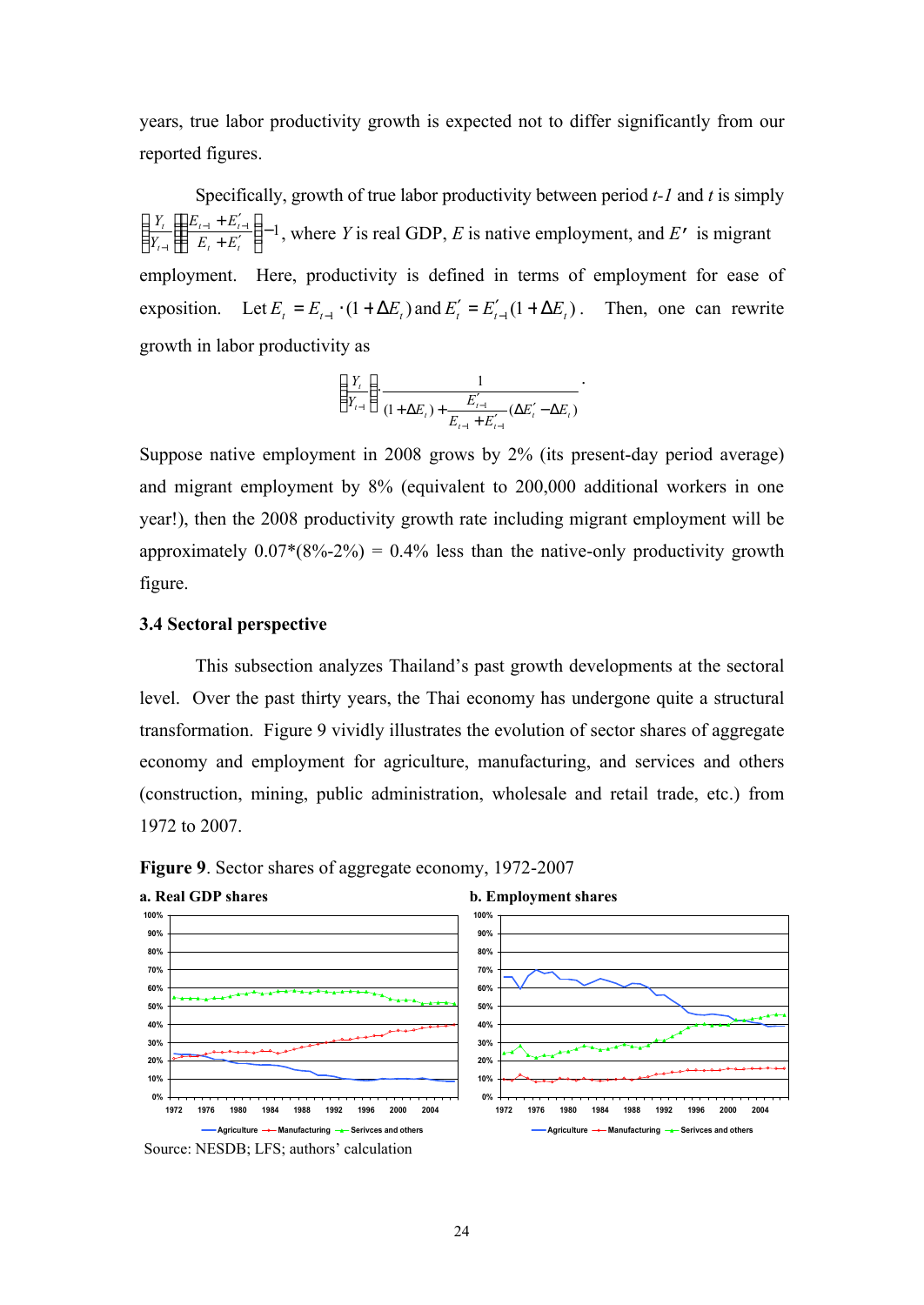years, true labor productivity growth is expected not to differ significantly from our reported figures.

Specifically, growth of true labor productivity between period *t-1* and *t* is simply $\left(\frac{Y_t}{Y_{t-1}}\right)\left(\frac{E_{t-1}+E'_{t-1}}{E_t+E'_t}\right)-1$, where $Y$ is real GDP, $E$ is native employment, and $E'$ is migrant employment. Here, productivity is defined in terms of employment for ease of exposition. Let $E_t = E_{t-1}\cdot(1+\Delta E_t)$ and $E'_t = E'_{t-1}(1+\Delta E_t)$. Then, one can rewrite growth in labor productivity as

$$\left(\frac{Y_t}{Y_{t-1}}\right)\cdot\frac{1}{(1+\Delta E_t)+\frac{E'_{t-1}}{E_{t-1}+E'_{t-1}}(\Delta E'_t-\Delta E_t)}.$$

Suppose native employment in 2008 grows by 2% (its present-day period average) and migrant employment by 8% (equivalent to 200,000 additional workers in one year!), then the 2008 productivity growth rate including migrant employment will be approximately 0.07*(8%-2%) = 0.4% less than the native-only productivity growth figure.

### 3.4 Sectoral perspective

This subsection analyzes Thailand's past growth developments at the sectoral level. Over the past thirty years, the Thai economy has undergone quite a structural transformation. Figure 9 vividly illustrates the evolution of sector shares of aggregate economy and employment for agriculture, manufacturing, and services and others (construction, mining, public administration, wholesale and retail trade, etc.) from 1972 to 2007.

**Figure 9**. Sector shares of aggregate economy, 1972-2007

**a. Real GDP shares** **b. Employment shares**

Source: NESDB; LFS; authors' calculation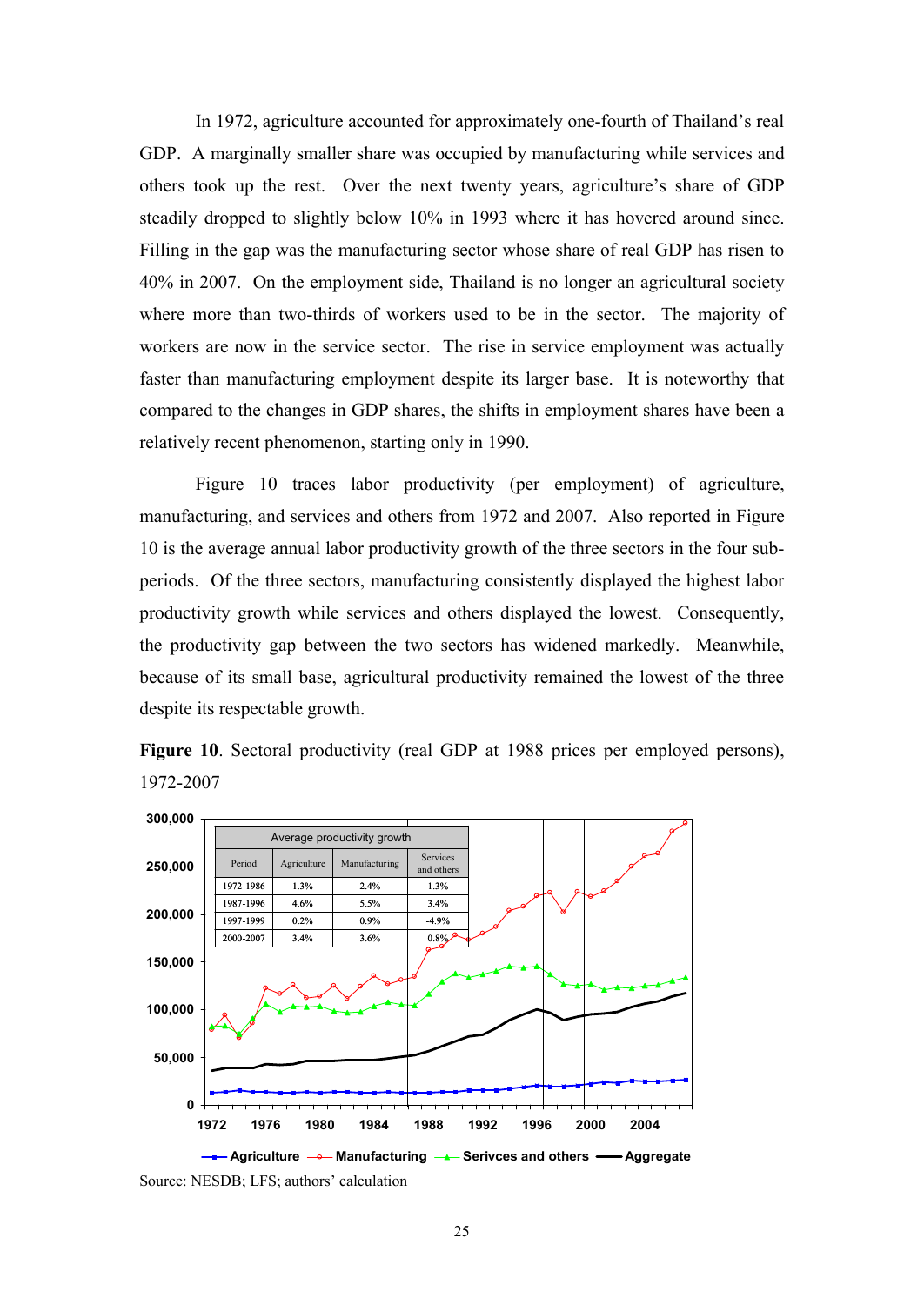In 1972, agriculture accounted for approximately one-fourth of Thailand's real GDP. A marginally smaller share was occupied by manufacturing while services and others took up the rest. Over the next twenty years, agriculture's share of GDP steadily dropped to slightly below 10% in 1993 where it has hovered around since. Filling in the gap was the manufacturing sector whose share of real GDP has risen to 40% in 2007. On the employment side, Thailand is no longer an agricultural society where more than two-thirds of workers used to be in the sector. The majority of workers are now in the service sector. The rise in service employment was actually faster than manufacturing employment despite its larger base. It is noteworthy that compared to the changes in GDP shares, the shifts in employment shares have been a relatively recent phenomenon, starting only in 1990.

Figure 10 traces labor productivity (per employment) of agriculture, manufacturing, and services and others from 1972 and 2007. Also reported in Figure 10 is the average annual labor productivity growth of the three sectors in the four sub-periods. Of the three sectors, manufacturing consistently displayed the highest labor productivity growth while services and others displayed the lowest. Consequently, the productivity gap between the two sectors has widened markedly. Meanwhile, because of its small base, agricultural productivity remained the lowest of the three despite its respectable growth.

**Figure 10**. Sectoral productivity (real GDP at 1988 prices per employed persons), 1972-2007

Average productivity growth

| Period | Agriculture | Manufacturing | Services and others |
|---|---|---|---|
| 1972-1986 | 1.3% | 2.4% | 1.3% |
| 1987-1996 | 4.6% | 5.5% | 3.4% |
| 1997-1999 | 0.2% | 0.9% | -4.9% |
| 2000-2007 | 3.4% | 3.6% | 0.8% |

Source: NESDB; LFS; authors' calculation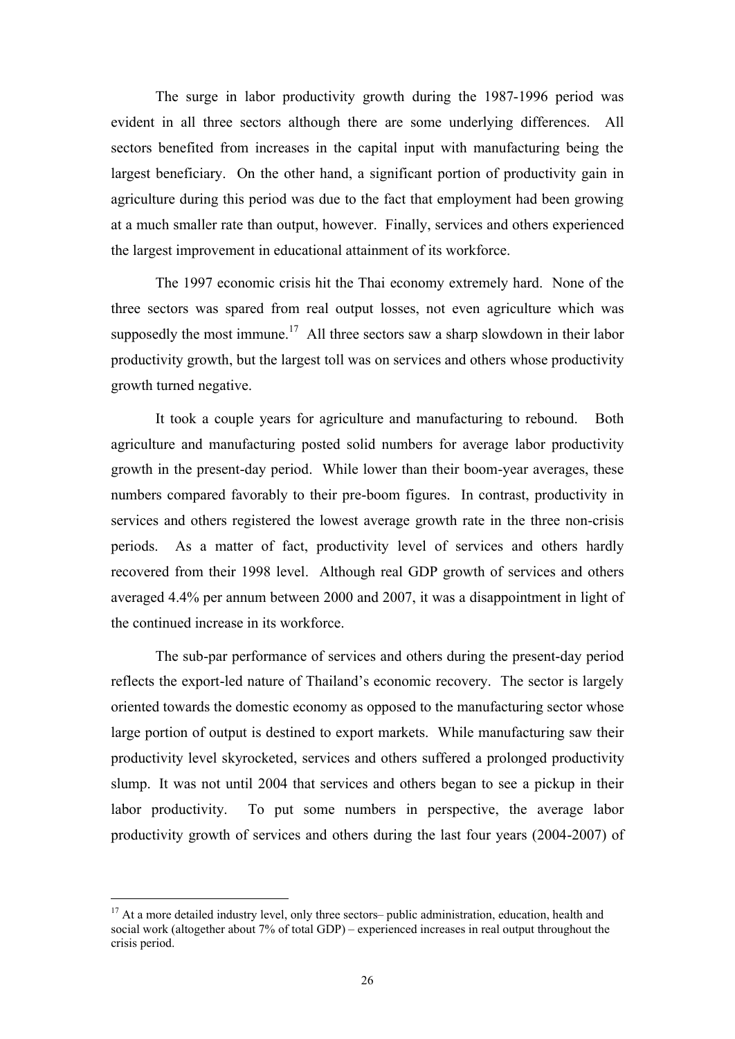The surge in labor productivity growth during the 1987-1996 period was evident in all three sectors although there are some underlying differences. All sectors benefited from increases in the capital input with manufacturing being the largest beneficiary. On the other hand, a significant portion of productivity gain in agriculture during this period was due to the fact that employment had been growing at a much smaller rate than output, however. Finally, services and others experienced the largest improvement in educational attainment of its workforce.

The 1997 economic crisis hit the Thai economy extremely hard. None of the three sectors was spared from real output losses, not even agriculture which was supposedly the most immune.[17] All three sectors saw a sharp slowdown in their labor productivity growth, but the largest toll was on services and others whose productivity growth turned negative.

It took a couple years for agriculture and manufacturing to rebound. Both agriculture and manufacturing posted solid numbers for average labor productivity growth in the present-day period. While lower than their boom-year averages, these numbers compared favorably to their pre-boom figures. In contrast, productivity in services and others registered the lowest average growth rate in the three non-crisis periods. As a matter of fact, productivity level of services and others hardly recovered from their 1998 level. Although real GDP growth of services and others averaged 4.4% per annum between 2000 and 2007, it was a disappointment in light of the continued increase in its workforce.

The sub-par performance of services and others during the present-day period reflects the export-led nature of Thailand's economic recovery. The sector is largely oriented towards the domestic economy as opposed to the manufacturing sector whose large portion of output is destined to export markets. While manufacturing saw their productivity level skyrocketed, services and others suffered a prolonged productivity slump. It was not until 2004 that services and others began to see a pickup in their labor productivity. To put some numbers in perspective, the average labor productivity growth of services and others during the last four years (2004-2007) of

[17] At a more detailed industry level, only three sectors– public administration, education, health and social work (altogether about 7% of total GDP) – experienced increases in real output throughout the crisis period.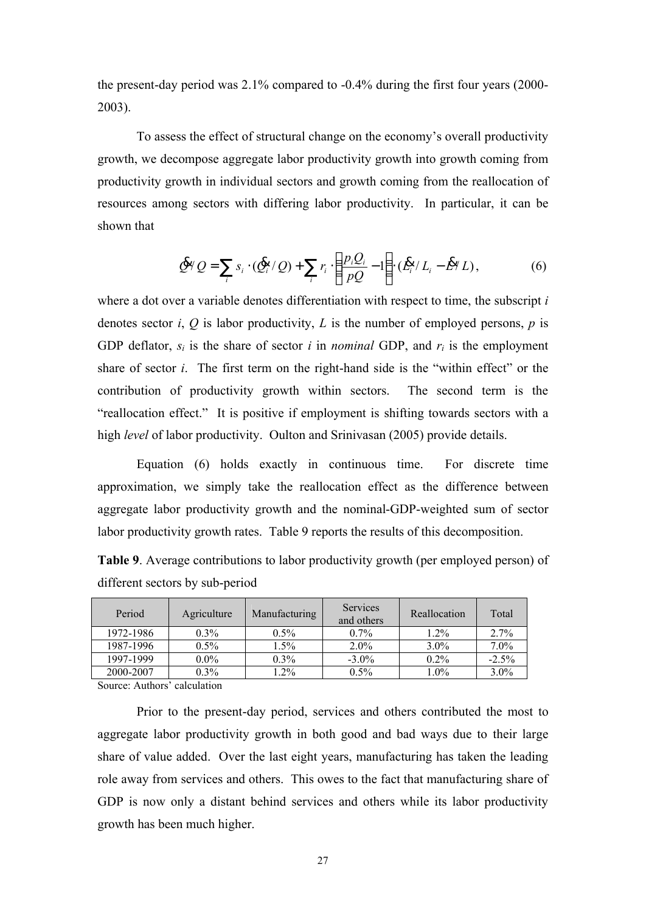the present-day period was 2.1% compared to -0.4% during the first four years (2000-2003).

To assess the effect of structural change on the economy's overall productivity growth, we decompose aggregate labor productivity growth into growth coming from productivity growth in individual sectors and growth coming from the reallocation of resources among sectors with differing labor productivity. In particular, it can be shown that

$$\dot{Q}/Q = \sum_i s_i \cdot (\dot{Q}_i / Q) + \sum_i r_i \cdot \left( \frac{p_i Q_i}{pQ} - 1 \right) \cdot (\dot{L}_i / L_i - \dot{L}/L), \tag{6}$$

where a dot over a variable denotes differentiation with respect to time, the subscript *i* denotes sector *i*, *Q* is labor productivity, *L* is the number of employed persons, *p* is GDP deflator, $s_i$ is the share of sector *i* in *nominal* GDP, and $r_i$ is the employment share of sector *i*. The first term on the right-hand side is the "within effect" or the contribution of productivity growth within sectors. The second term is the "reallocation effect." It is positive if employment is shifting towards sectors with a high *level* of labor productivity. Oulton and Srinivasan (2005) provide details.

Equation (6) holds exactly in continuous time. For discrete time approximation, we simply take the reallocation effect as the difference between aggregate labor productivity growth and the nominal-GDP-weighted sum of sector labor productivity growth rates. Table 9 reports the results of this decomposition.

**Table 9**. Average contributions to labor productivity growth (per employed person) of different sectors by sub-period

| Period | Agriculture | Manufacturing | Services and others | Reallocation | Total |
|---|---|---|---|---|---|
| 1972-1986 | 0.3% | 0.5% | 0.7% | 1.2% | 2.7% |
| 1987-1996 | 0.5% | 1.5% | 2.0% | 3.0% | 7.0% |
| 1997-1999 | 0.0% | 0.3% | -3.0% | 0.2% | -2.5% |
| 2000-2007 | 0.3% | 1.2% | 0.5% | 1.0% | 3.0% |

Source: Authors' calculation

Prior to the present-day period, services and others contributed the most to aggregate labor productivity growth in both good and bad ways due to their large share of value added. Over the last eight years, manufacturing has taken the leading role away from services and others. This owes to the fact that manufacturing share of GDP is now only a distant behind services and others while its labor productivity growth has been much higher.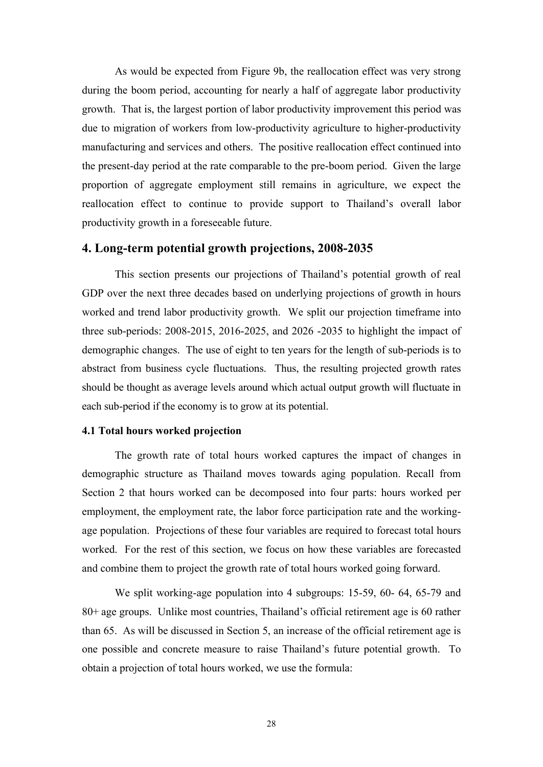As would be expected from Figure 9b, the reallocation effect was very strong during the boom period, accounting for nearly a half of aggregate labor productivity growth. That is, the largest portion of labor productivity improvement this period was due to migration of workers from low-productivity agriculture to higher-productivity manufacturing and services and others. The positive reallocation effect continued into the present-day period at the rate comparable to the pre-boom period. Given the large proportion of aggregate employment still remains in agriculture, we expect the reallocation effect to continue to provide support to Thailand's overall labor productivity growth in a foreseeable future.

## 4. Long-term potential growth projections, 2008-2035

This section presents our projections of Thailand's potential growth of real GDP over the next three decades based on underlying projections of growth in hours worked and trend labor productivity growth. We split our projection timeframe into three sub-periods: 2008-2015, 2016-2025, and 2026 -2035 to highlight the impact of demographic changes. The use of eight to ten years for the length of sub-periods is to abstract from business cycle fluctuations. Thus, the resulting projected growth rates should be thought as average levels around which actual output growth will fluctuate in each sub-period if the economy is to grow at its potential.

### 4.1 Total hours worked projection

The growth rate of total hours worked captures the impact of changes in demographic structure as Thailand moves towards aging population. Recall from Section 2 that hours worked can be decomposed into four parts: hours worked per employment, the employment rate, the labor force participation rate and the working-age population. Projections of these four variables are required to forecast total hours worked. For the rest of this section, we focus on how these variables are forecasted and combine them to project the growth rate of total hours worked going forward.

We split working-age population into 4 subgroups: 15-59, 60- 64, 65-79 and 80+ age groups. Unlike most countries, Thailand's official retirement age is 60 rather than 65. As will be discussed in Section 5, an increase of the official retirement age is one possible and concrete measure to raise Thailand's future potential growth. To obtain a projection of total hours worked, we use the formula: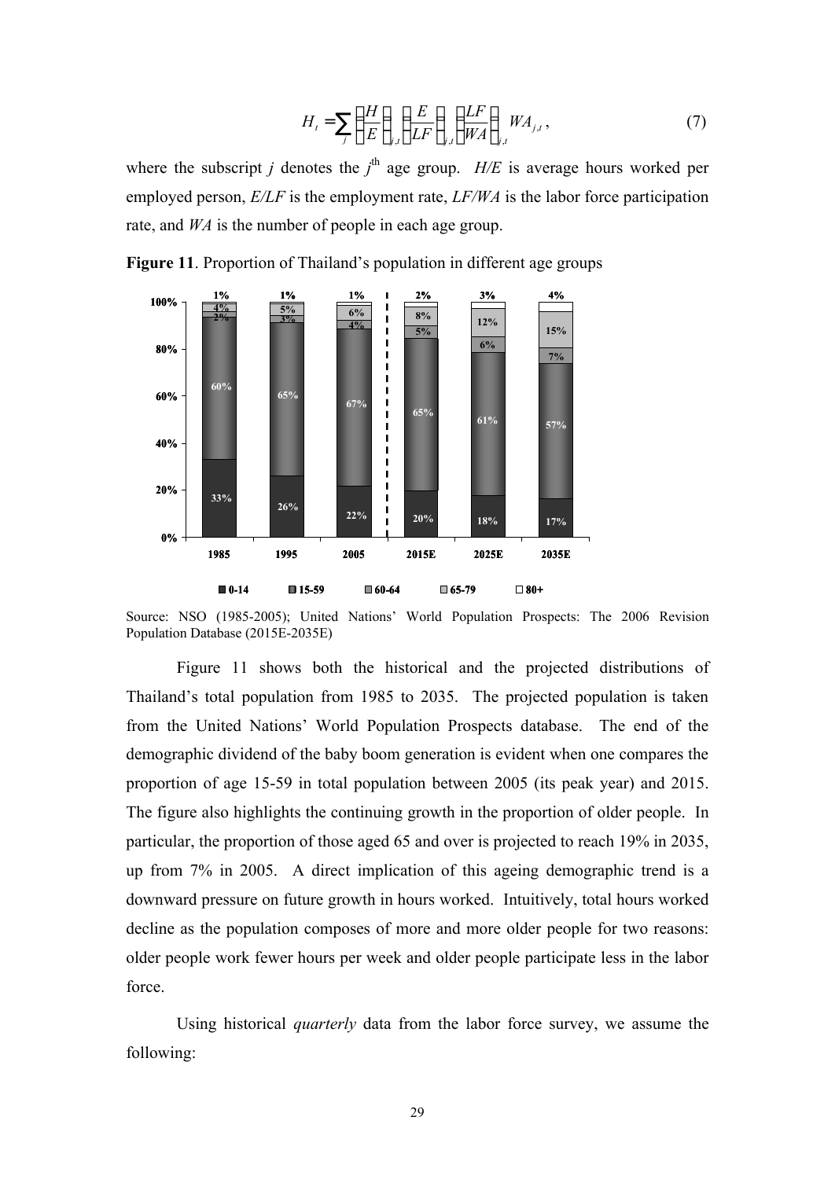$$H_t = \sum_j \left(\frac{H}{E}\right)_{j,t} \left(\frac{E}{LF}\right)_{j,t} \left(\frac{LF}{WA}\right)_{j,t} WA_{j,t}, \tag{7}$$

where the subscript $j$ denotes the $j^{\text{th}}$ age group. $H/E$ is average hours worked per employed person, $E/LF$ is the employment rate, $LF/WA$ is the labor force participation rate, and $WA$ is the number of people in each age group.

**Figure 11**. Proportion of Thailand's population in different age groups

| Age group | 1985 | 1995 | 2005 | 2015E | 2025E | 2035E |
|---|---|---|---|---|---|---|
| 0-14 | 33% | 26% | 22% | 20% | 18% | 17% |
| 15-59 | 60% | 65% | 67% | 65% | 61% | 57% |
| 60-64 | 2% | 3% | 4% | 5% | 6% | 7% |
| 65-79 | 4% | 5% | 6% | 8% | 12% | 15% |
| 80+ | 1% | 1% | 1% | 2% | 3% | 4% |

Source: NSO (1985-2005); United Nations' World Population Prospects: The 2006 Revision Population Database (2015E-2035E)

Figure 11 shows both the historical and the projected distributions of Thailand's total population from 1985 to 2035. The projected population is taken from the United Nations' World Population Prospects database. The end of the demographic dividend of the baby boom generation is evident when one compares the proportion of age 15-59 in total population between 2005 (its peak year) and 2015. The figure also highlights the continuing growth in the proportion of older people. In particular, the proportion of those aged 65 and over is projected to reach 19% in 2035, up from 7% in 2005. A direct implication of this ageing demographic trend is a downward pressure on future growth in hours worked. Intuitively, total hours worked decline as the population composes of more and more older people for two reasons: older people work fewer hours per week and older people participate less in the labor force.

Using historical *quarterly* data from the labor force survey, we assume the following: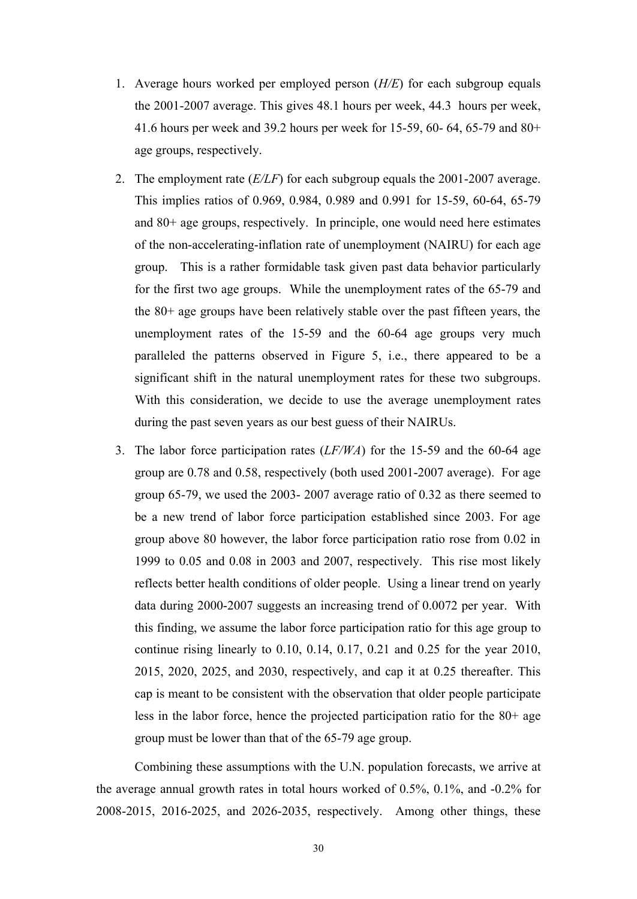1. Average hours worked per employed person (*H/E*) for each subgroup equals the 2001-2007 average. This gives 48.1 hours per week, 44.3 hours per week, 41.6 hours per week and 39.2 hours per week for 15-59, 60- 64, 65-79 and 80+ age groups, respectively.

2. The employment rate (*E/LF*) for each subgroup equals the 2001-2007 average. This implies ratios of 0.969, 0.984, 0.989 and 0.991 for 15-59, 60-64, 65-79 and 80+ age groups, respectively. In principle, one would need here estimates of the non-accelerating-inflation rate of unemployment (NAIRU) for each age group. This is a rather formidable task given past data behavior particularly for the first two age groups. While the unemployment rates of the 65-79 and the 80+ age groups have been relatively stable over the past fifteen years, the unemployment rates of the 15-59 and the 60-64 age groups very much paralleled the patterns observed in Figure 5, i.e., there appeared to be a significant shift in the natural unemployment rates for these two subgroups. With this consideration, we decide to use the average unemployment rates during the past seven years as our best guess of their NAIRUs.

3. The labor force participation rates (*LF/WA*) for the 15-59 and the 60-64 age group are 0.78 and 0.58, respectively (both used 2001-2007 average). For age group 65-79, we used the 2003- 2007 average ratio of 0.32 as there seemed to be a new trend of labor force participation established since 2003. For age group above 80 however, the labor force participation ratio rose from 0.02 in 1999 to 0.05 and 0.08 in 2003 and 2007, respectively. This rise most likely reflects better health conditions of older people. Using a linear trend on yearly data during 2000-2007 suggests an increasing trend of 0.0072 per year. With this finding, we assume the labor force participation ratio for this age group to continue rising linearly to 0.10, 0.14, 0.17, 0.21 and 0.25 for the year 2010, 2015, 2020, 2025, and 2030, respectively, and cap it at 0.25 thereafter. This cap is meant to be consistent with the observation that older people participate less in the labor force, hence the projected participation ratio for the 80+ age group must be lower than that of the 65-79 age group.

Combining these assumptions with the U.N. population forecasts, we arrive at the average annual growth rates in total hours worked of 0.5%, 0.1%, and -0.2% for 2008-2015, 2016-2025, and 2026-2035, respectively. Among other things, these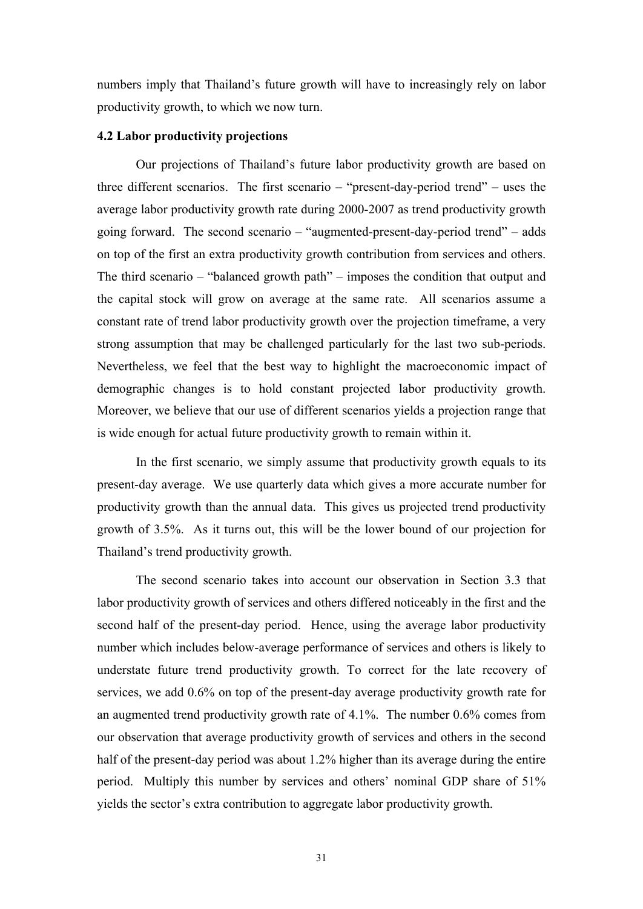numbers imply that Thailand's future growth will have to increasingly rely on labor productivity growth, to which we now turn.

### 4.2 Labor productivity projections

Our projections of Thailand's future labor productivity growth are based on three different scenarios. The first scenario – "present-day-period trend" – uses the average labor productivity growth rate during 2000-2007 as trend productivity growth going forward. The second scenario – "augmented-present-day-period trend" – adds on top of the first an extra productivity growth contribution from services and others. The third scenario – "balanced growth path" – imposes the condition that output and the capital stock will grow on average at the same rate. All scenarios assume a constant rate of trend labor productivity growth over the projection timeframe, a very strong assumption that may be challenged particularly for the last two sub-periods. Nevertheless, we feel that the best way to highlight the macroeconomic impact of demographic changes is to hold constant projected labor productivity growth. Moreover, we believe that our use of different scenarios yields a projection range that is wide enough for actual future productivity growth to remain within it.

In the first scenario, we simply assume that productivity growth equals to its present-day average. We use quarterly data which gives a more accurate number for productivity growth than the annual data. This gives us projected trend productivity growth of 3.5%. As it turns out, this will be the lower bound of our projection for Thailand's trend productivity growth.

The second scenario takes into account our observation in Section 3.3 that labor productivity growth of services and others differed noticeably in the first and the second half of the present-day period. Hence, using the average labor productivity number which includes below-average performance of services and others is likely to understate future trend productivity growth. To correct for the late recovery of services, we add 0.6% on top of the present-day average productivity growth rate for an augmented trend productivity growth rate of 4.1%. The number 0.6% comes from our observation that average productivity growth of services and others in the second half of the present-day period was about 1.2% higher than its average during the entire period. Multiply this number by services and others' nominal GDP share of 51% yields the sector's extra contribution to aggregate labor productivity growth.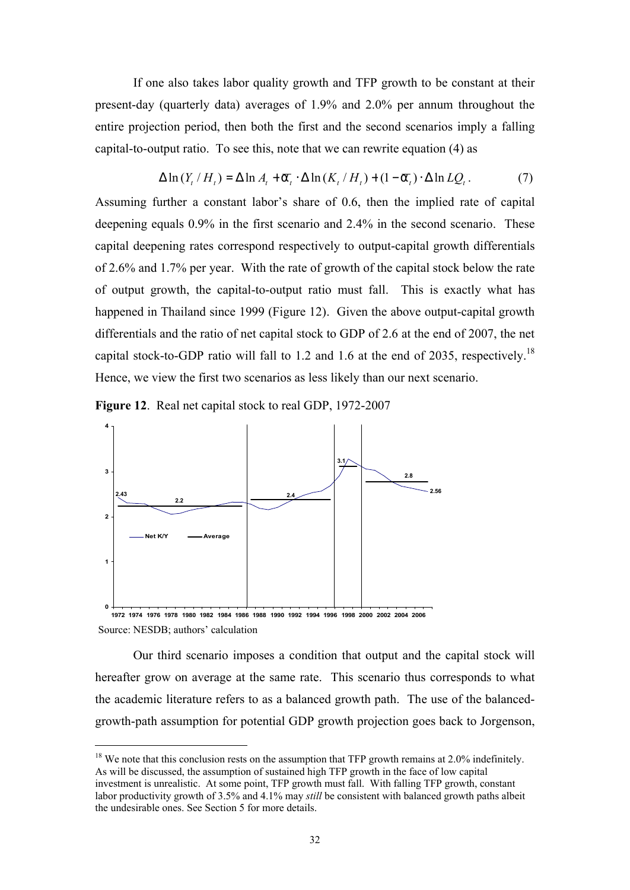If one also takes labor quality growth and TFP growth to be constant at their present-day (quarterly data) averages of 1.9% and 2.0% per annum throughout the entire projection period, then both the first and the second scenarios imply a falling capital-to-output ratio. To see this, note that we can rewrite equation (4) as

$$\Delta \ln(Y_t / H_t) = \Delta \ln A_t + \overline{\alpha}_t \cdot \Delta \ln(K_t / H_t) + (1 - \overline{\alpha}_t) \cdot \Delta \ln LQ_t . \qquad (7)$$

Assuming further a constant labor's share of 0.6, then the implied rate of capital deepening equals 0.9% in the first scenario and 2.4% in the second scenario. These capital deepening rates correspond respectively to output-capital growth differentials of 2.6% and 1.7% per year. With the rate of growth of the capital stock below the rate of output growth, the capital-to-output ratio must fall. This is exactly what has happened in Thailand since 1999 (Figure 12). Given the above output-capital growth differentials and the ratio of net capital stock to GDP of 2.6 at the end of 2007, the net capital stock-to-GDP ratio will fall to 1.2 and 1.6 at the end of 2035, respectively.[18] Hence, we view the first two scenarios as less likely than our next scenario.

**Figure 12**. Real net capital stock to real GDP, 1972-2007

Source: NESDB; authors' calculation

Our third scenario imposes a condition that output and the capital stock will hereafter grow on average at the same rate. This scenario thus corresponds to what the academic literature refers to as a balanced growth path. The use of the balanced-growth-path assumption for potential GDP growth projection goes back to Jorgenson,

[18] We note that this conclusion rests on the assumption that TFP growth remains at 2.0% indefinitely. As will be discussed, the assumption of sustained high TFP growth in the face of low capital investment is unrealistic. At some point, TFP growth must fall. With falling TFP growth, constant labor productivity growth of 3.5% and 4.1% may *still* be consistent with balanced growth paths albeit the undesirable ones. See Section 5 for more details.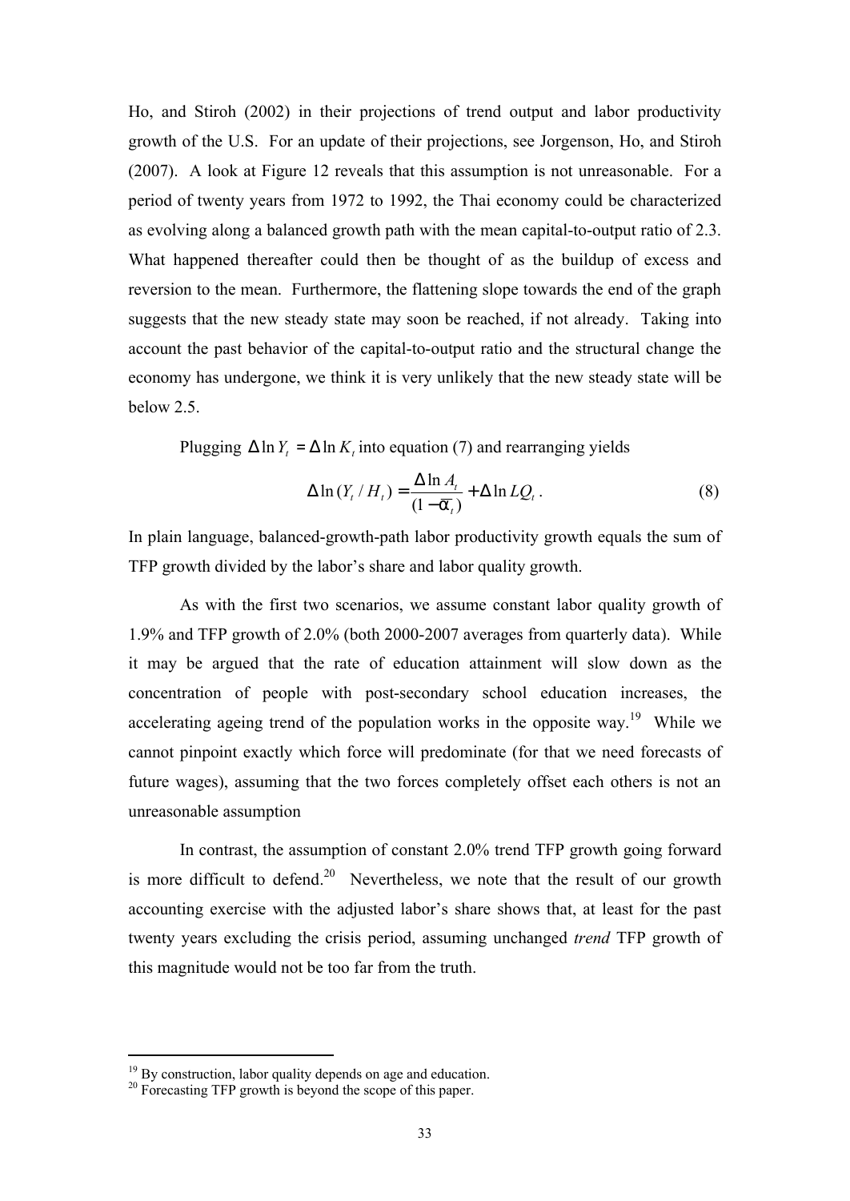Ho, and Stiroh (2002) in their projections of trend output and labor productivity growth of the U.S. For an update of their projections, see Jorgenson, Ho, and Stiroh (2007). A look at Figure 12 reveals that this assumption is not unreasonable. For a period of twenty years from 1972 to 1992, the Thai economy could be characterized as evolving along a balanced growth path with the mean capital-to-output ratio of 2.3. What happened thereafter could then be thought of as the buildup of excess and reversion to the mean. Furthermore, the flattening slope towards the end of the graph suggests that the new steady state may soon be reached, if not already. Taking into account the past behavior of the capital-to-output ratio and the structural change the economy has undergone, we think it is very unlikely that the new steady state will be below 2.5.

Plugging $\Delta \ln Y_t = \Delta \ln K_t$ into equation (7) and rearranging yields

$$\Delta \ln (Y_t / H_t) = \frac{\Delta \ln A_t}{(1 - \bar{\alpha}_t)} + \Delta \ln LQ_t \,. \tag{8}$$

In plain language, balanced-growth-path labor productivity growth equals the sum of TFP growth divided by the labor's share and labor quality growth.

As with the first two scenarios, we assume constant labor quality growth of 1.9% and TFP growth of 2.0% (both 2000-2007 averages from quarterly data). While it may be argued that the rate of education attainment will slow down as the concentration of people with post-secondary school education increases, the accelerating ageing trend of the population works in the opposite way.[19] While we cannot pinpoint exactly which force will predominate (for that we need forecasts of future wages), assuming that the two forces completely offset each others is not an unreasonable assumption

In contrast, the assumption of constant 2.0% trend TFP growth going forward is more difficult to defend.[20] Nevertheless, we note that the result of our growth accounting exercise with the adjusted labor's share shows that, at least for the past twenty years excluding the crisis period, assuming unchanged *trend* TFP growth of this magnitude would not be too far from the truth.

---

[19] By construction, labor quality depends on age and education.

[20] Forecasting TFP growth is beyond the scope of this paper.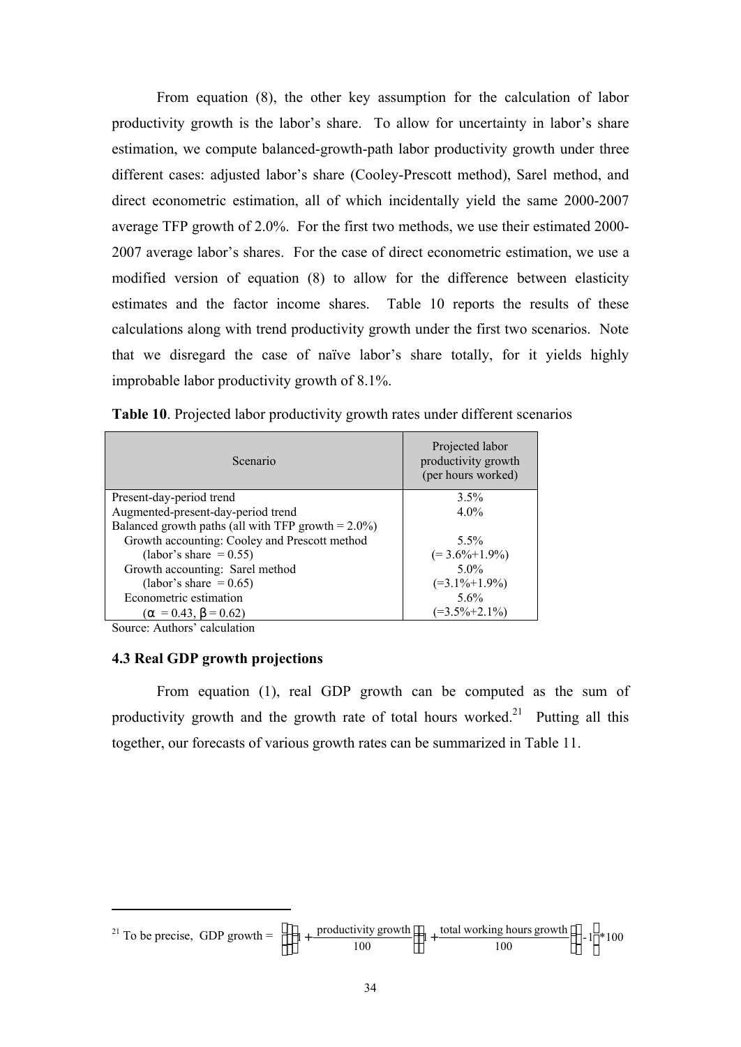From equation (8), the other key assumption for the calculation of labor productivity growth is the labor's share. To allow for uncertainty in labor's share estimation, we compute balanced-growth-path labor productivity growth under three different cases: adjusted labor's share (Cooley-Prescott method), Sarel method, and direct econometric estimation, all of which incidentally yield the same 2000-2007 average TFP growth of 2.0%. For the first two methods, we use their estimated 2000-2007 average labor's shares. For the case of direct econometric estimation, we use a modified version of equation (8) to allow for the difference between elasticity estimates and the factor income shares. Table 10 reports the results of these calculations along with trend productivity growth under the first two scenarios. Note that we disregard the case of naïve labor's share totally, for it yields highly improbable labor productivity growth of 8.1%.

**Table 10**. Projected labor productivity growth rates under different scenarios

| Scenario | Projected labor productivity growth (per hours worked) |
|---|---|
| Present-day-period trend | 3.5% |
| Augmented-present-day-period trend | 4.0% |
| Balanced growth paths (all with TFP growth = 2.0%) | |
| Growth accounting: Cooley and Prescott method (labor's share = 0.55) | 5.5% (= 3.6%+1.9%) |
| Growth accounting: Sarel method (labor's share = 0.65) | 5.0% (=3.1%+1.9%) |
| Econometric estimation ($\alpha$ = 0.43, $\beta$ = 0.62) | 5.6% (=3.5%+2.1%) |

Source: Authors' calculation

### 4.3 Real GDP growth projections

From equation (1), real GDP growth can be computed as the sum of productivity growth and the growth rate of total hours worked.[21] Putting all this together, our forecasts of various growth rates can be summarized in Table 11.

---

[21] To be precise, GDP growth = $\left(\left(1+\dfrac{\text{productivity growth}}{100}\right)\left(1+\dfrac{\text{total working hours growth}}{100}\right)-1\right)*100$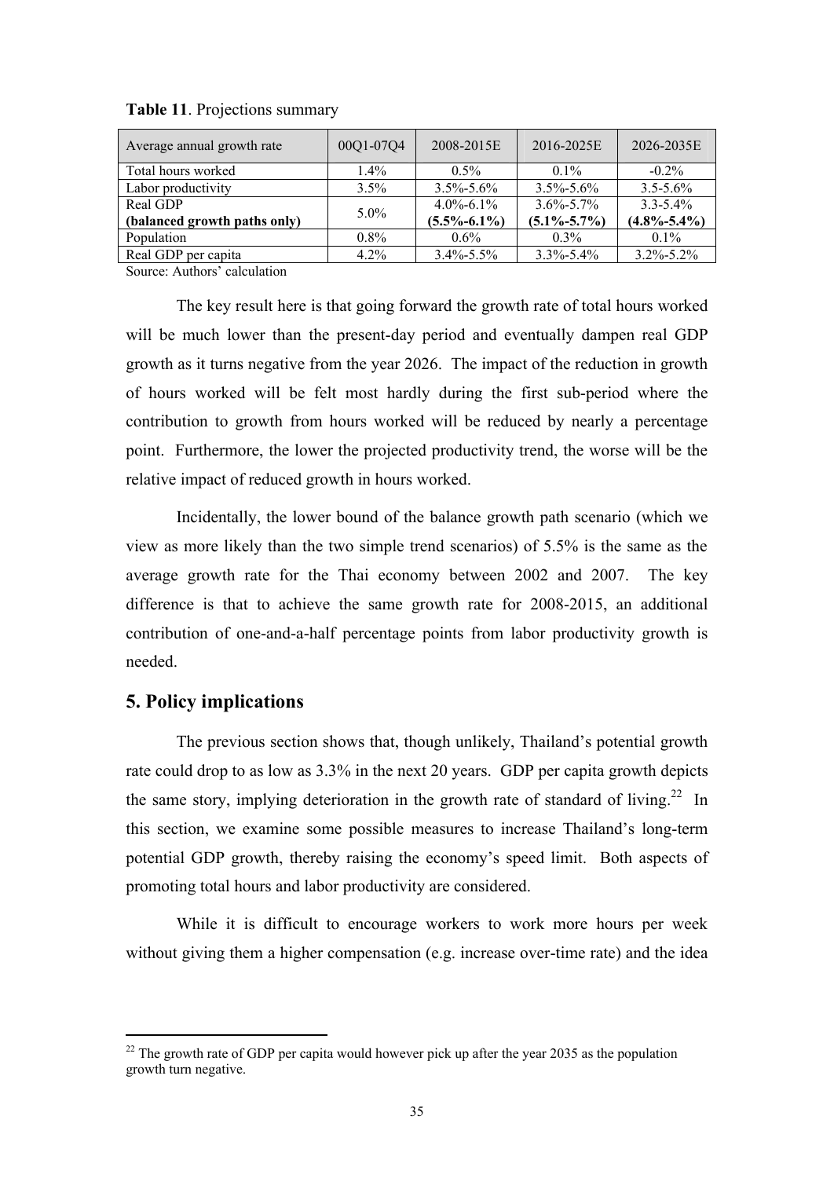**Table 11**. Projections summary

| Average annual growth rate | 00Q1-07Q4 | 2008-2015E | 2016-2025E | 2026-2035E |
|---|---|---|---|---|
| Total hours worked | 1.4% | 0.5% | 0.1% | -0.2% |
| Labor productivity | 3.5% | 3.5%-5.6% | 3.5%-5.6% | 3.5-5.6% |
| Real GDP<br>**(balanced growth paths only)** | 5.0% | 4.0%-6.1%<br>**(5.5%-6.1%)** | 3.6%-5.7%<br>**(5.1%-5.7%)** | 3.3-5.4%<br>**(4.8%-5.4%)** |
| Population | 0.8% | 0.6% | 0.3% | 0.1% |
| Real GDP per capita | 4.2% | 3.4%-5.5% | 3.3%-5.4% | 3.2%-5.2% |

Source: Authors' calculation

The key result here is that going forward the growth rate of total hours worked will be much lower than the present-day period and eventually dampen real GDP growth as it turns negative from the year 2026. The impact of the reduction in growth of hours worked will be felt most hardly during the first sub-period where the contribution to growth from hours worked will be reduced by nearly a percentage point. Furthermore, the lower the projected productivity trend, the worse will be the relative impact of reduced growth in hours worked.

Incidentally, the lower bound of the balance growth path scenario (which we view as more likely than the two simple trend scenarios) of 5.5% is the same as the average growth rate for the Thai economy between 2002 and 2007. The key difference is that to achieve the same growth rate for 2008-2015, an additional contribution of one-and-a-half percentage points from labor productivity growth is needed.

## 5. Policy implications

The previous section shows that, though unlikely, Thailand's potential growth rate could drop to as low as 3.3% in the next 20 years. GDP per capita growth depicts the same story, implying deterioration in the growth rate of standard of living.[22] In this section, we examine some possible measures to increase Thailand's long-term potential GDP growth, thereby raising the economy's speed limit. Both aspects of promoting total hours and labor productivity are considered.

While it is difficult to encourage workers to work more hours per week without giving them a higher compensation (e.g. increase over-time rate) and the idea

[22] The growth rate of GDP per capita would however pick up after the year 2035 as the population growth turn negative.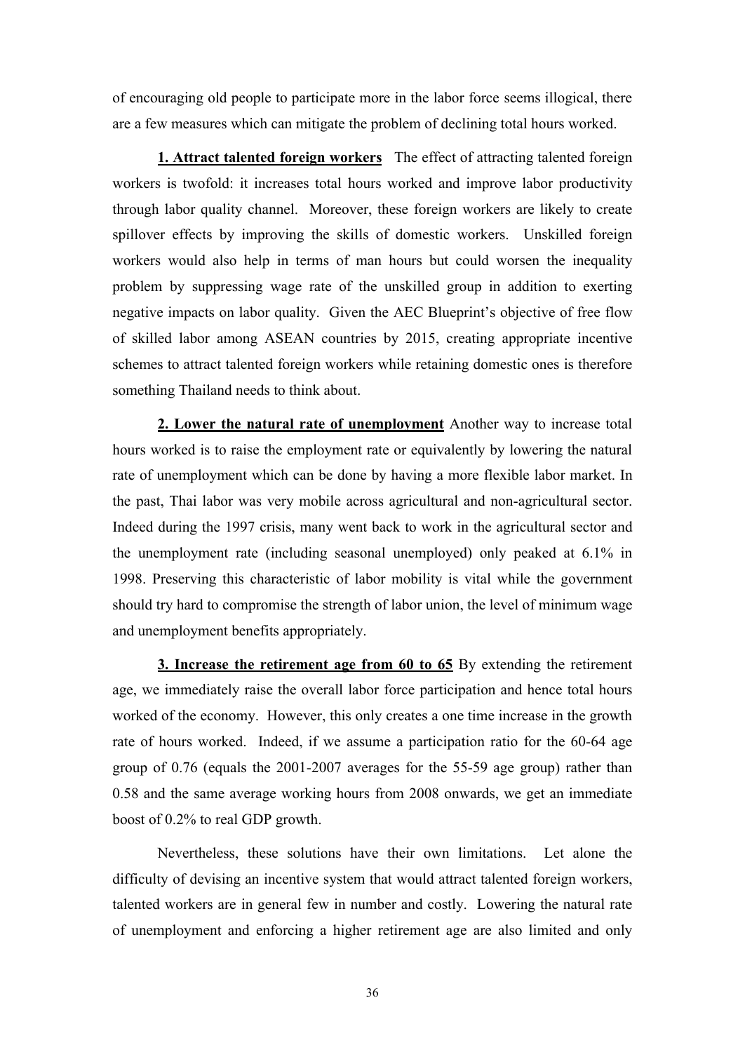of encouraging old people to participate more in the labor force seems illogical, there are a few measures which can mitigate the problem of declining total hours worked.

**1. Attract talented foreign workers** The effect of attracting talented foreign workers is twofold: it increases total hours worked and improve labor productivity through labor quality channel. Moreover, these foreign workers are likely to create spillover effects by improving the skills of domestic workers. Unskilled foreign workers would also help in terms of man hours but could worsen the inequality problem by suppressing wage rate of the unskilled group in addition to exerting negative impacts on labor quality. Given the AEC Blueprint's objective of free flow of skilled labor among ASEAN countries by 2015, creating appropriate incentive schemes to attract talented foreign workers while retaining domestic ones is therefore something Thailand needs to think about.

**2. Lower the natural rate of unemployment** Another way to increase total hours worked is to raise the employment rate or equivalently by lowering the natural rate of unemployment which can be done by having a more flexible labor market. In the past, Thai labor was very mobile across agricultural and non-agricultural sector. Indeed during the 1997 crisis, many went back to work in the agricultural sector and the unemployment rate (including seasonal unemployed) only peaked at 6.1% in 1998. Preserving this characteristic of labor mobility is vital while the government should try hard to compromise the strength of labor union, the level of minimum wage and unemployment benefits appropriately.

**3. Increase the retirement age from 60 to 65** By extending the retirement age, we immediately raise the overall labor force participation and hence total hours worked of the economy. However, this only creates a one time increase in the growth rate of hours worked. Indeed, if we assume a participation ratio for the 60-64 age group of 0.76 (equals the 2001-2007 averages for the 55-59 age group) rather than 0.58 and the same average working hours from 2008 onwards, we get an immediate boost of 0.2% to real GDP growth.

Nevertheless, these solutions have their own limitations. Let alone the difficulty of devising an incentive system that would attract talented foreign workers, talented workers are in general few in number and costly. Lowering the natural rate of unemployment and enforcing a higher retirement age are also limited and only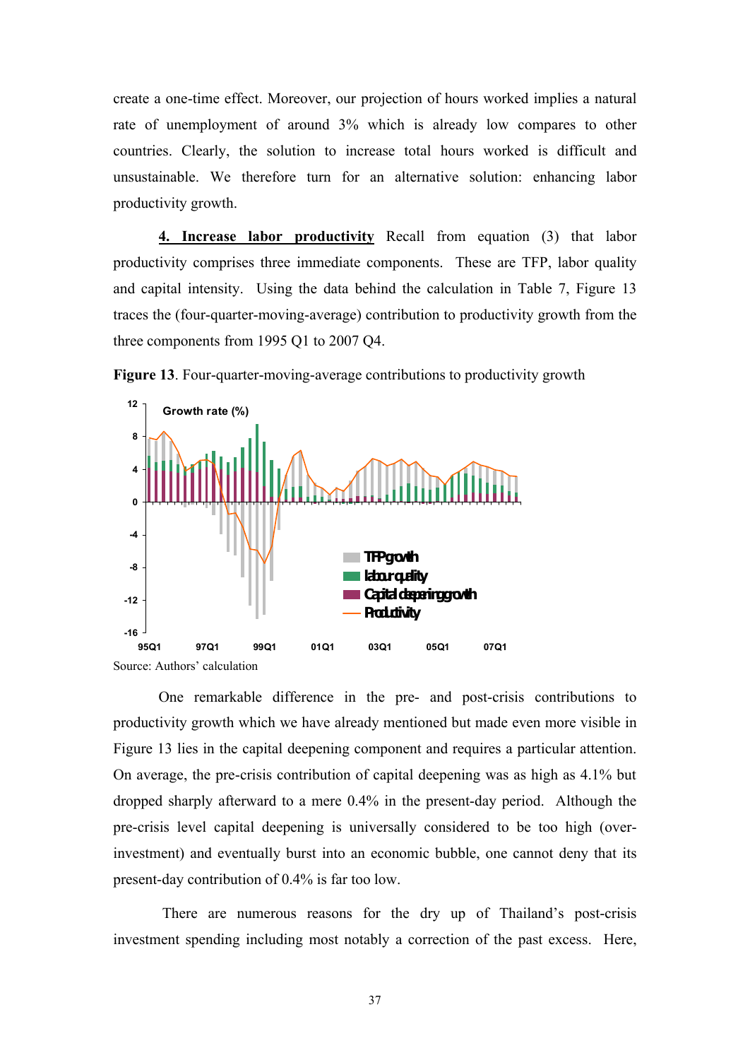create a one-time effect. Moreover, our projection of hours worked implies a natural rate of unemployment of around 3% which is already low compares to other countries. Clearly, the solution to increase total hours worked is difficult and unsustainable. We therefore turn for an alternative solution: enhancing labor productivity growth.

**4. Increase labor productivity** Recall from equation (3) that labor productivity comprises three immediate components. These are TFP, labor quality and capital intensity. Using the data behind the calculation in Table 7, Figure 13 traces the (four-quarter-moving-average) contribution to productivity growth from the three components from 1995 Q1 to 2007 Q4.

**Figure 13**. Four-quarter-moving-average contributions to productivity growth

Source: Authors' calculation

One remarkable difference in the pre- and post-crisis contributions to productivity growth which we have already mentioned but made even more visible in Figure 13 lies in the capital deepening component and requires a particular attention. On average, the pre-crisis contribution of capital deepening was as high as 4.1% but dropped sharply afterward to a mere 0.4% in the present-day period. Although the pre-crisis level capital deepening is universally considered to be too high (over-investment) and eventually burst into an economic bubble, one cannot deny that its present-day contribution of 0.4% is far too low.

There are numerous reasons for the dry up of Thailand's post-crisis investment spending including most notably a correction of the past excess. Here,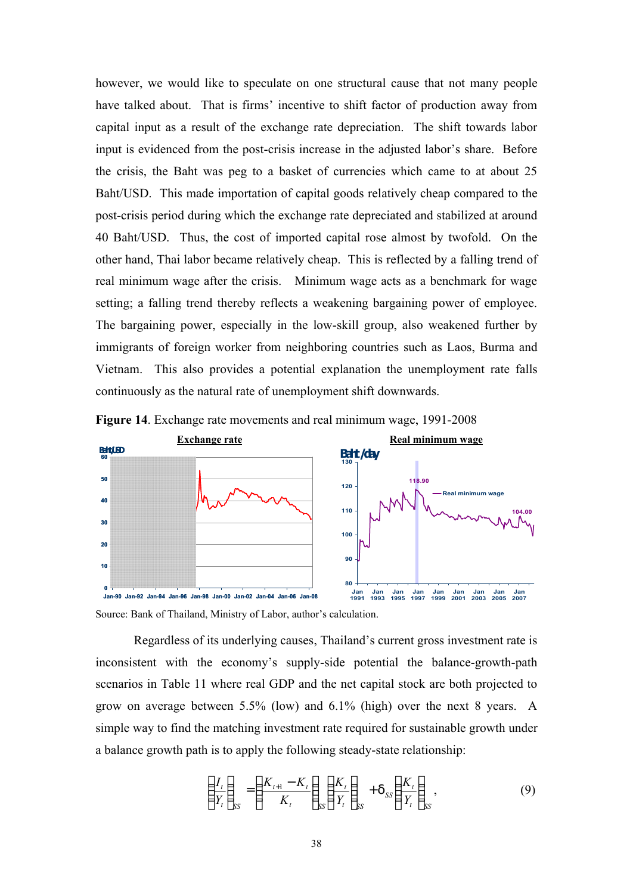however, we would like to speculate on one structural cause that not many people have talked about. That is firms' incentive to shift factor of production away from capital input as a result of the exchange rate depreciation. The shift towards labor input is evidenced from the post-crisis increase in the adjusted labor's share. Before the crisis, the Baht was peg to a basket of currencies which came to at about 25 Baht/USD. This made importation of capital goods relatively cheap compared to the post-crisis period during which the exchange rate depreciated and stabilized at around 40 Baht/USD. Thus, the cost of imported capital rose almost by twofold. On the other hand, Thai labor became relatively cheap. This is reflected by a falling trend of real minimum wage after the crisis. Minimum wage acts as a benchmark for wage setting; a falling trend thereby reflects a weakening bargaining power of employee. The bargaining power, especially in the low-skill group, also weakened further by immigrants of foreign worker from neighboring countries such as Laos, Burma and Vietnam. This also provides a potential explanation the unemployment rate falls continuously as the natural rate of unemployment shift downwards.

**Figure 14**. Exchange rate movements and real minimum wage, 1991-2008

Source: Bank of Thailand, Ministry of Labor, author's calculation.

Regardless of its underlying causes, Thailand's current gross investment rate is inconsistent with the economy's supply-side potential the balance-growth-path scenarios in Table 11 where real GDP and the net capital stock are both projected to grow on average between 5.5% (low) and 6.1% (high) over the next 8 years. A simple way to find the matching investment rate required for sustainable growth under a balance growth path is to apply the following steady-state relationship:

$$\left(\frac{I_t}{Y_t}\right)_{SS} = \left(\frac{K_{t+1} - K_t}{K_t}\right)_{SS} \left(\frac{K_t}{Y_t}\right)_{SS} + \delta_{SS} \left(\frac{K_t}{Y_t}\right)_{SS}, \tag{9}$$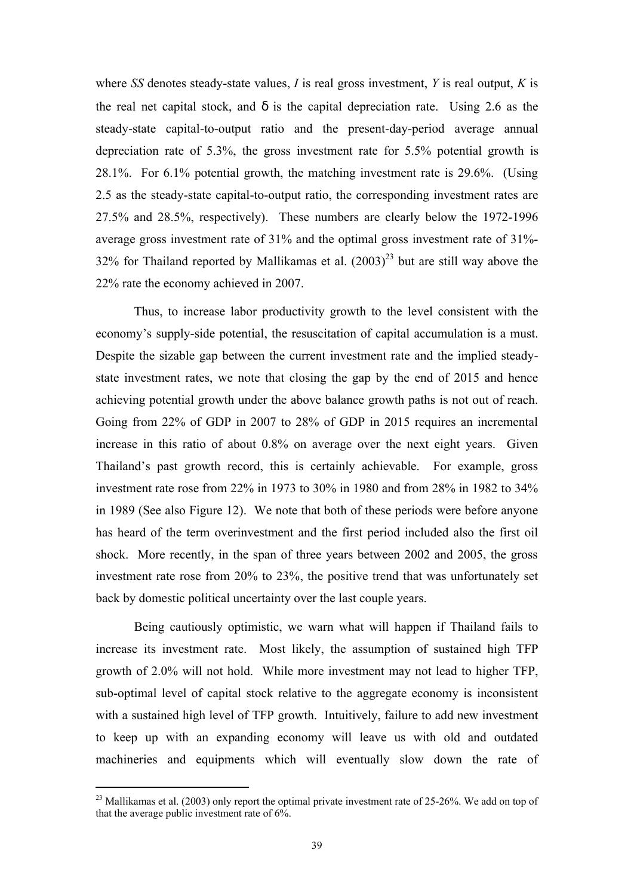where *SS* denotes steady-state values, *I* is real gross investment, *Y* is real output, *K* is the real net capital stock, and $\delta$ is the capital depreciation rate. Using 2.6 as the steady-state capital-to-output ratio and the present-day-period average annual depreciation rate of 5.3%, the gross investment rate for 5.5% potential growth is 28.1%. For 6.1% potential growth, the matching investment rate is 29.6%. (Using 2.5 as the steady-state capital-to-output ratio, the corresponding investment rates are 27.5% and 28.5%, respectively). These numbers are clearly below the 1972-1996 average gross investment rate of 31% and the optimal gross investment rate of 31%-32% for Thailand reported by Mallikamas et al. (2003)[23] but are still way above the 22% rate the economy achieved in 2007.

Thus, to increase labor productivity growth to the level consistent with the economy's supply-side potential, the resuscitation of capital accumulation is a must. Despite the sizable gap between the current investment rate and the implied steady-state investment rates, we note that closing the gap by the end of 2015 and hence achieving potential growth under the above balance growth paths is not out of reach. Going from 22% of GDP in 2007 to 28% of GDP in 2015 requires an incremental increase in this ratio of about 0.8% on average over the next eight years. Given Thailand's past growth record, this is certainly achievable. For example, gross investment rate rose from 22% in 1973 to 30% in 1980 and from 28% in 1982 to 34% in 1989 (See also Figure 12). We note that both of these periods were before anyone has heard of the term overinvestment and the first period included also the first oil shock. More recently, in the span of three years between 2002 and 2005, the gross investment rate rose from 20% to 23%, the positive trend that was unfortunately set back by domestic political uncertainty over the last couple years.

Being cautiously optimistic, we warn what will happen if Thailand fails to increase its investment rate. Most likely, the assumption of sustained high TFP growth of 2.0% will not hold. While more investment may not lead to higher TFP, sub-optimal level of capital stock relative to the aggregate economy is inconsistent with a sustained high level of TFP growth. Intuitively, failure to add new investment to keep up with an expanding economy will leave us with old and outdated machineries and equipments which will eventually slow down the rate of

[23] Mallikamas et al. (2003) only report the optimal private investment rate of 25-26%. We add on top of that the average public investment rate of 6%.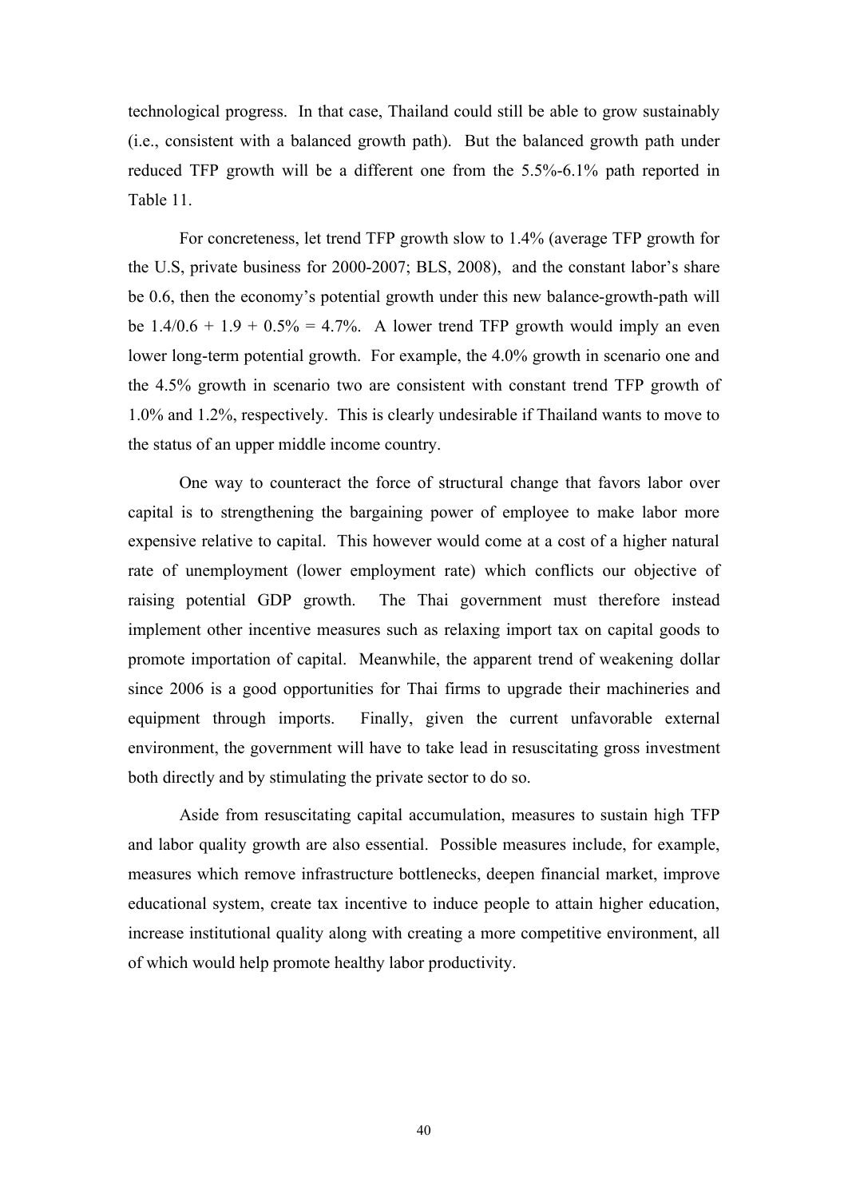technological progress. In that case, Thailand could still be able to grow sustainably (i.e., consistent with a balanced growth path). But the balanced growth path under reduced TFP growth will be a different one from the 5.5%-6.1% path reported in Table 11.

For concreteness, let trend TFP growth slow to 1.4% (average TFP growth for the U.S, private business for 2000-2007; BLS, 2008), and the constant labor's share be 0.6, then the economy's potential growth under this new balance-growth-path will be $1.4/0.6 + 1.9 + 0.5\% = 4.7\%$. A lower trend TFP growth would imply an even lower long-term potential growth. For example, the 4.0% growth in scenario one and the 4.5% growth in scenario two are consistent with constant trend TFP growth of 1.0% and 1.2%, respectively. This is clearly undesirable if Thailand wants to move to the status of an upper middle income country.

One way to counteract the force of structural change that favors labor over capital is to strengthening the bargaining power of employee to make labor more expensive relative to capital. This however would come at a cost of a higher natural rate of unemployment (lower employment rate) which conflicts our objective of raising potential GDP growth. The Thai government must therefore instead implement other incentive measures such as relaxing import tax on capital goods to promote importation of capital. Meanwhile, the apparent trend of weakening dollar since 2006 is a good opportunities for Thai firms to upgrade their machineries and equipment through imports. Finally, given the current unfavorable external environment, the government will have to take lead in resuscitating gross investment both directly and by stimulating the private sector to do so.

Aside from resuscitating capital accumulation, measures to sustain high TFP and labor quality growth are also essential. Possible measures include, for example, measures which remove infrastructure bottlenecks, deepen financial market, improve educational system, create tax incentive to induce people to attain higher education, increase institutional quality along with creating a more competitive environment, all of which would help promote healthy labor productivity.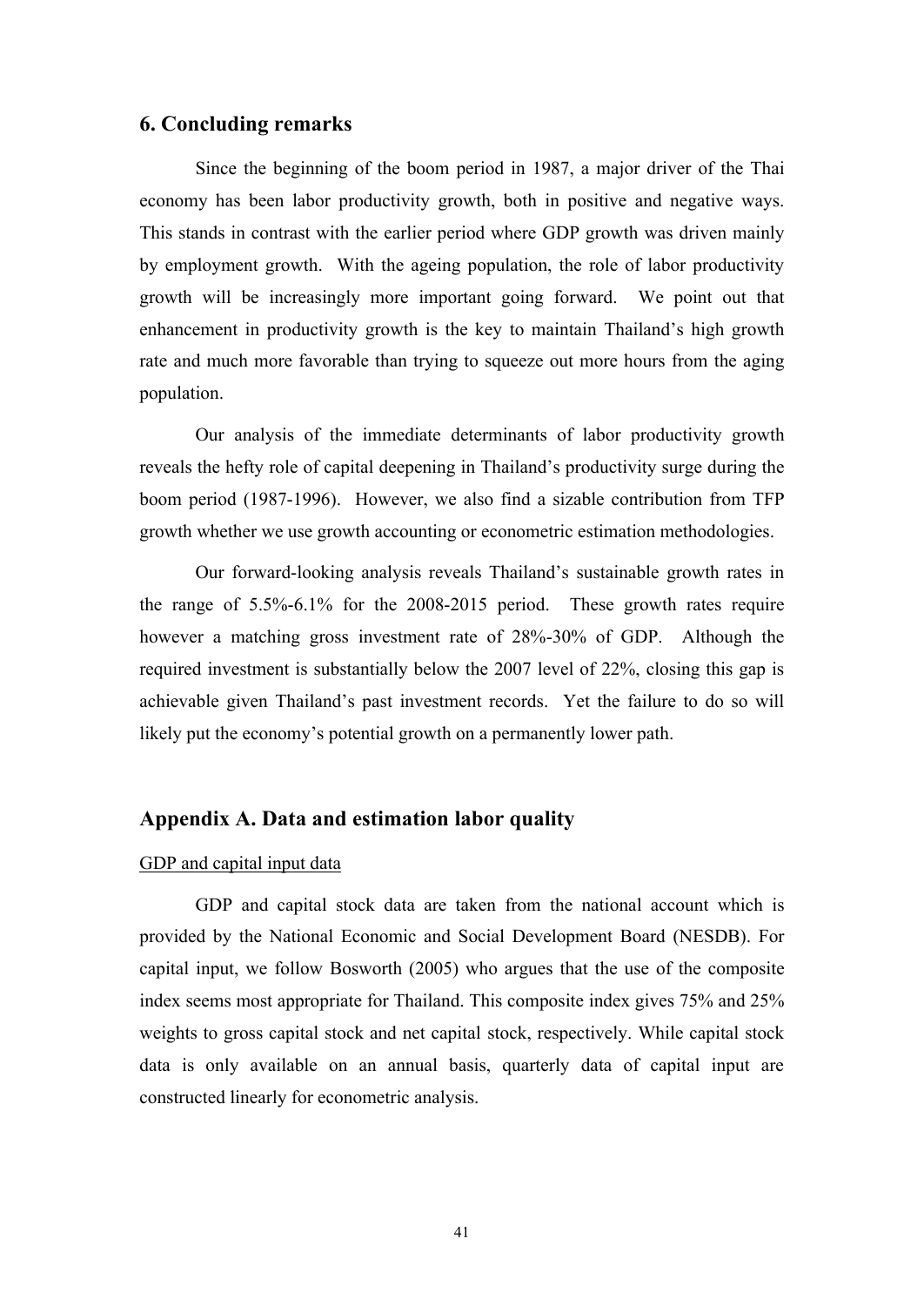## 6. Concluding remarks

Since the beginning of the boom period in 1987, a major driver of the Thai economy has been labor productivity growth, both in positive and negative ways. This stands in contrast with the earlier period where GDP growth was driven mainly by employment growth. With the ageing population, the role of labor productivity growth will be increasingly more important going forward. We point out that enhancement in productivity growth is the key to maintain Thailand's high growth rate and much more favorable than trying to squeeze out more hours from the aging population.

Our analysis of the immediate determinants of labor productivity growth reveals the hefty role of capital deepening in Thailand's productivity surge during the boom period (1987-1996). However, we also find a sizable contribution from TFP growth whether we use growth accounting or econometric estimation methodologies.

Our forward-looking analysis reveals Thailand's sustainable growth rates in the range of 5.5%-6.1% for the 2008-2015 period. These growth rates require however a matching gross investment rate of 28%-30% of GDP. Although the required investment is substantially below the 2007 level of 22%, closing this gap is achievable given Thailand's past investment records. Yet the failure to do so will likely put the economy's potential growth on a permanently lower path.

## Appendix A. Data and estimation labor quality

<u>GDP and capital input data</u>

GDP and capital stock data are taken from the national account which is provided by the National Economic and Social Development Board (NESDB). For capital input, we follow Bosworth (2005) who argues that the use of the composite index seems most appropriate for Thailand. This composite index gives 75% and 25% weights to gross capital stock and net capital stock, respectively. While capital stock data is only available on an annual basis, quarterly data of capital input are constructed linearly for econometric analysis.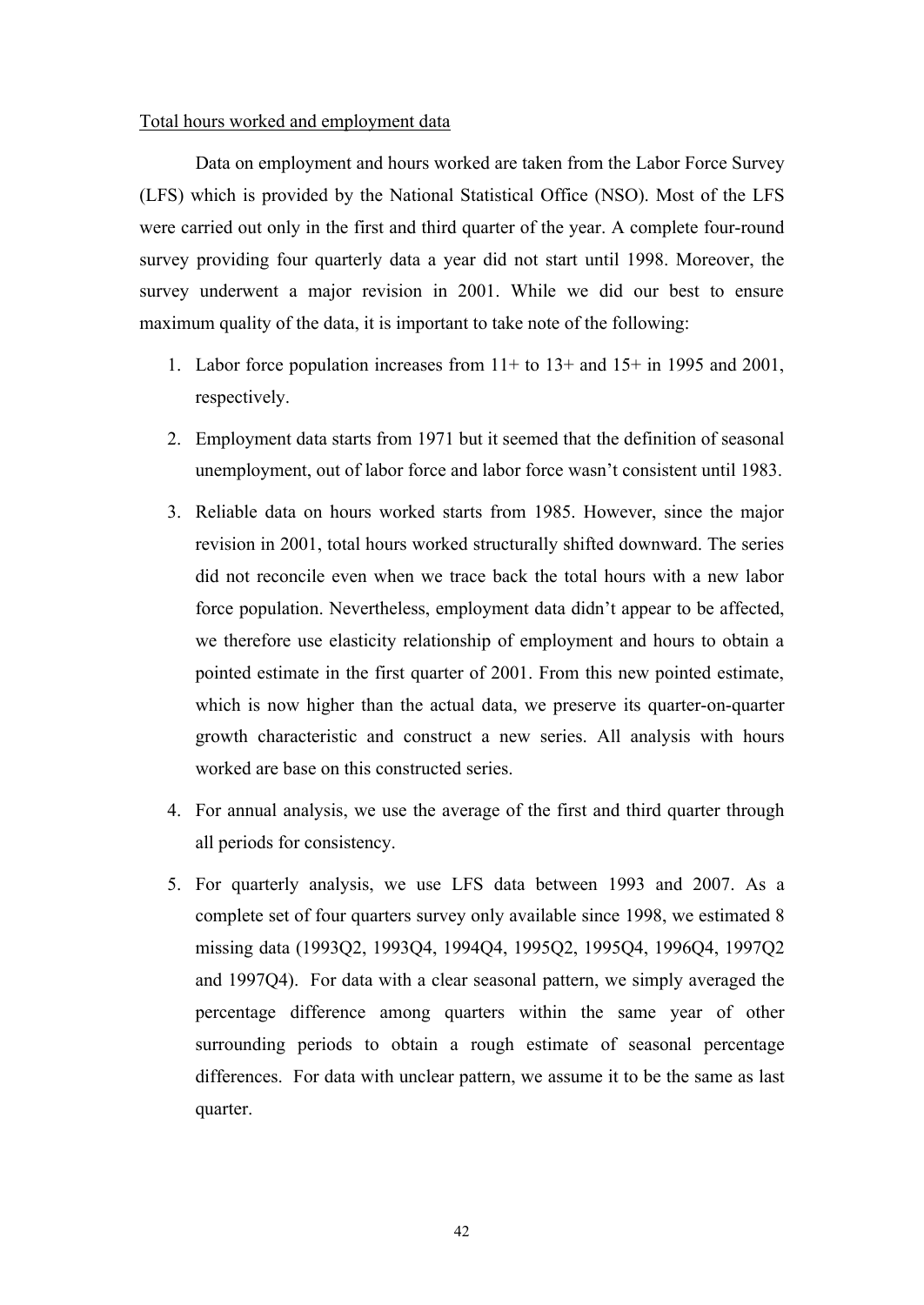Total hours worked and employment data

Data on employment and hours worked are taken from the Labor Force Survey (LFS) which is provided by the National Statistical Office (NSO). Most of the LFS were carried out only in the first and third quarter of the year. A complete four-round survey providing four quarterly data a year did not start until 1998. Moreover, the survey underwent a major revision in 2001. While we did our best to ensure maximum quality of the data, it is important to take note of the following:

1. Labor force population increases from 11+ to 13+ and 15+ in 1995 and 2001, respectively.
2. Employment data starts from 1971 but it seemed that the definition of seasonal unemployment, out of labor force and labor force wasn't consistent until 1983.
3. Reliable data on hours worked starts from 1985. However, since the major revision in 2001, total hours worked structurally shifted downward. The series did not reconcile even when we trace back the total hours with a new labor force population. Nevertheless, employment data didn't appear to be affected, we therefore use elasticity relationship of employment and hours to obtain a pointed estimate in the first quarter of 2001. From this new pointed estimate, which is now higher than the actual data, we preserve its quarter-on-quarter growth characteristic and construct a new series. All analysis with hours worked are base on this constructed series.
4. For annual analysis, we use the average of the first and third quarter through all periods for consistency.
5. For quarterly analysis, we use LFS data between 1993 and 2007. As a complete set of four quarters survey only available since 1998, we estimated 8 missing data (1993Q2, 1993Q4, 1994Q4, 1995Q2, 1995Q4, 1996Q4, 1997Q2 and 1997Q4). For data with a clear seasonal pattern, we simply averaged the percentage difference among quarters within the same year of other surrounding periods to obtain a rough estimate of seasonal percentage differences. For data with unclear pattern, we assume it to be the same as last quarter.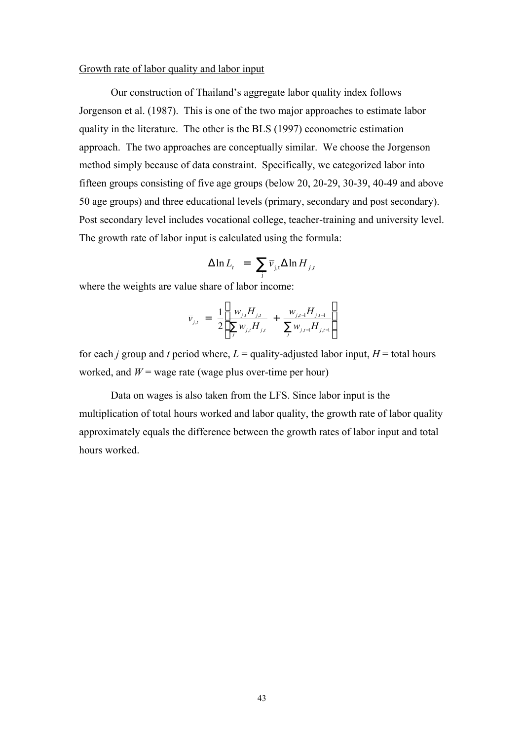Growth rate of labor quality and labor input

Our construction of Thailand's aggregate labor quality index follows Jorgenson et al. (1987). This is one of the two major approaches to estimate labor quality in the literature. The other is the BLS (1997) econometric estimation approach. The two approaches are conceptually similar. We choose the Jorgenson method simply because of data constraint. Specifically, we categorized labor into fifteen groups consisting of five age groups (below 20, 20-29, 30-39, 40-49 and above 50 age groups) and three educational levels (primary, secondary and post secondary). Post secondary level includes vocational college, teacher-training and university level. The growth rate of labor input is calculated using the formula:

$$\Delta \ln L_t = \sum_j \bar{v}_{j,t} \Delta \ln H_{j,t}$$

where the weights are value share of labor income:

$$\bar{v}_{j,t} = \frac{1}{2}\left[\frac{w_{j,t}H_{j,t}}{\sum_j w_{j,t}H_{j,t}} + \frac{w_{j,t-1}H_{j,t-1}}{\sum_j w_{j,t-1}H_{j,t-1}}\right]$$

for each $j$ group and $t$ period where, $L$ = quality-adjusted labor input, $H$ = total hours worked, and $W$ = wage rate (wage plus over-time per hour)

Data on wages is also taken from the LFS. Since labor input is the multiplication of total hours worked and labor quality, the growth rate of labor quality approximately equals the difference between the growth rates of labor input and total hours worked.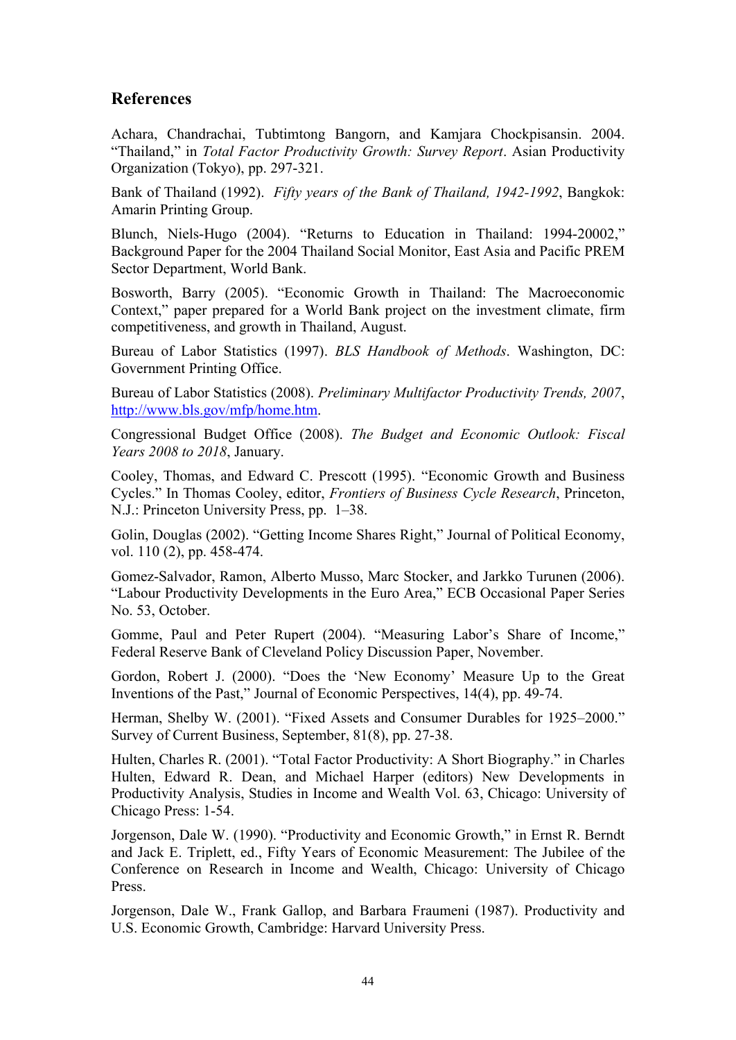## References

Achara, Chandrachai, Tubtimtong Bangorn, and Kamjara Chockpisansin. 2004. "Thailand," in *Total Factor Productivity Growth: Survey Report*. Asian Productivity Organization (Tokyo), pp. 297-321.

Bank of Thailand (1992). *Fifty years of the Bank of Thailand, 1942-1992*, Bangkok: Amarin Printing Group.

Blunch, Niels-Hugo (2004). "Returns to Education in Thailand: 1994-20002," Background Paper for the 2004 Thailand Social Monitor, East Asia and Pacific PREM Sector Department, World Bank.

Bosworth, Barry (2005). "Economic Growth in Thailand: The Macroeconomic Context," paper prepared for a World Bank project on the investment climate, firm competitiveness, and growth in Thailand, August.

Bureau of Labor Statistics (1997). *BLS Handbook of Methods*. Washington, DC: Government Printing Office.

Bureau of Labor Statistics (2008). *Preliminary Multifactor Productivity Trends, 2007*, http://www.bls.gov/mfp/home.htm.

Congressional Budget Office (2008). *The Budget and Economic Outlook: Fiscal Years 2008 to 2018*, January.

Cooley, Thomas, and Edward C. Prescott (1995). "Economic Growth and Business Cycles." In Thomas Cooley, editor, *Frontiers of Business Cycle Research*, Princeton, N.J.: Princeton University Press, pp. 1–38.

Golin, Douglas (2002). "Getting Income Shares Right," Journal of Political Economy, vol. 110 (2), pp. 458-474.

Gomez-Salvador, Ramon, Alberto Musso, Marc Stocker, and Jarkko Turunen (2006). "Labour Productivity Developments in the Euro Area," ECB Occasional Paper Series No. 53, October.

Gomme, Paul and Peter Rupert (2004). "Measuring Labor's Share of Income," Federal Reserve Bank of Cleveland Policy Discussion Paper, November.

Gordon, Robert J. (2000). "Does the 'New Economy' Measure Up to the Great Inventions of the Past," Journal of Economic Perspectives, 14(4), pp. 49-74.

Herman, Shelby W. (2001). "Fixed Assets and Consumer Durables for 1925–2000." Survey of Current Business, September, 81(8), pp. 27-38.

Hulten, Charles R. (2001). "Total Factor Productivity: A Short Biography." in Charles Hulten, Edward R. Dean, and Michael Harper (editors) New Developments in Productivity Analysis, Studies in Income and Wealth Vol. 63, Chicago: University of Chicago Press: 1-54.

Jorgenson, Dale W. (1990). "Productivity and Economic Growth," in Ernst R. Berndt and Jack E. Triplett, ed., Fifty Years of Economic Measurement: The Jubilee of the Conference on Research in Income and Wealth, Chicago: University of Chicago Press.

Jorgenson, Dale W., Frank Gallop, and Barbara Fraumeni (1987). Productivity and U.S. Economic Growth, Cambridge: Harvard University Press.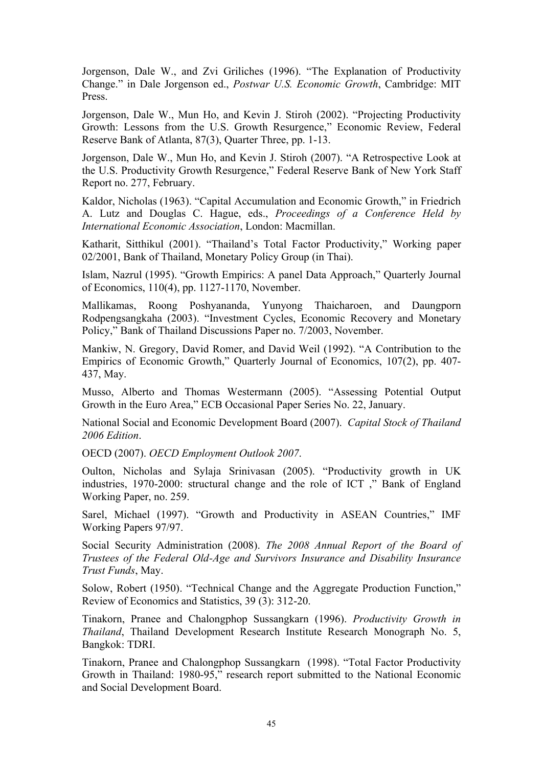Jorgenson, Dale W., and Zvi Griliches (1996). "The Explanation of Productivity Change." in Dale Jorgenson ed., *Postwar U.S. Economic Growth*, Cambridge: MIT Press.

Jorgenson, Dale W., Mun Ho, and Kevin J. Stiroh (2002). "Projecting Productivity Growth: Lessons from the U.S. Growth Resurgence," Economic Review, Federal Reserve Bank of Atlanta, 87(3), Quarter Three, pp. 1-13.

Jorgenson, Dale W., Mun Ho, and Kevin J. Stiroh (2007). "A Retrospective Look at the U.S. Productivity Growth Resurgence," Federal Reserve Bank of New York Staff Report no. 277, February.

Kaldor, Nicholas (1963). "Capital Accumulation and Economic Growth," in Friedrich A. Lutz and Douglas C. Hague, eds., *Proceedings of a Conference Held by International Economic Association*, London: Macmillan.

Katharit, Sitthikul (2001). "Thailand's Total Factor Productivity," Working paper 02/2001, Bank of Thailand, Monetary Policy Group (in Thai).

Islam, Nazrul (1995). "Growth Empirics: A panel Data Approach," Quarterly Journal of Economics, 110(4), pp. 1127-1170, November.

Mallikamas, Roong Poshyananda, Yunyong Thaicharoen, and Daungporn Rodpengsangkaha (2003). "Investment Cycles, Economic Recovery and Monetary Policy," Bank of Thailand Discussions Paper no. 7/2003, November.

Mankiw, N. Gregory, David Romer, and David Weil (1992). "A Contribution to the Empirics of Economic Growth," Quarterly Journal of Economics, 107(2), pp. 407-437, May.

Musso, Alberto and Thomas Westermann (2005). "Assessing Potential Output Growth in the Euro Area," ECB Occasional Paper Series No. 22, January.

National Social and Economic Development Board (2007). *Capital Stock of Thailand 2006 Edition*.

OECD (2007). *OECD Employment Outlook 2007*.

Oulton, Nicholas and Sylaja Srinivasan (2005). "Productivity growth in UK industries, 1970-2000: structural change and the role of ICT ," Bank of England Working Paper, no. 259.

Sarel, Michael (1997). "Growth and Productivity in ASEAN Countries," IMF Working Papers 97/97.

Social Security Administration (2008). *The 2008 Annual Report of the Board of Trustees of the Federal Old-Age and Survivors Insurance and Disability Insurance Trust Funds*, May.

Solow, Robert (1950). "Technical Change and the Aggregate Production Function," Review of Economics and Statistics, 39 (3): 312-20.

Tinakorn, Pranee and Chalongphop Sussangkarn (1996). *Productivity Growth in Thailand*, Thailand Development Research Institute Research Monograph No. 5, Bangkok: TDRI.

Tinakorn, Pranee and Chalongphop Sussangkarn (1998). "Total Factor Productivity Growth in Thailand: 1980-95," research report submitted to the National Economic and Social Development Board.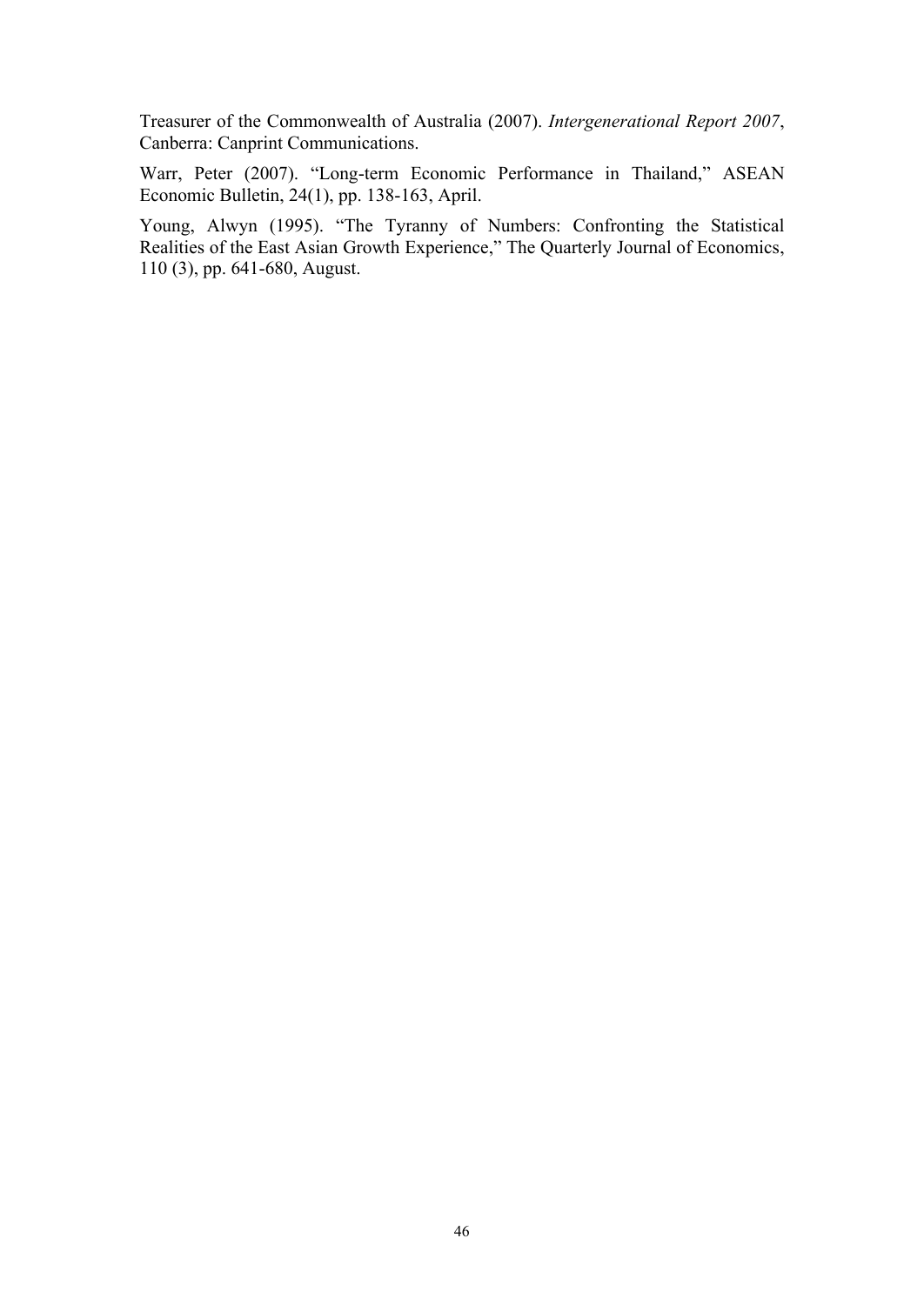Treasurer of the Commonwealth of Australia (2007). *Intergenerational Report 2007*, Canberra: Canprint Communications.

Warr, Peter (2007). "Long-term Economic Performance in Thailand," ASEAN Economic Bulletin, 24(1), pp. 138-163, April.

Young, Alwyn (1995). "The Tyranny of Numbers: Confronting the Statistical Realities of the East Asian Growth Experience," The Quarterly Journal of Economics, 110 (3), pp. 641-680, August.